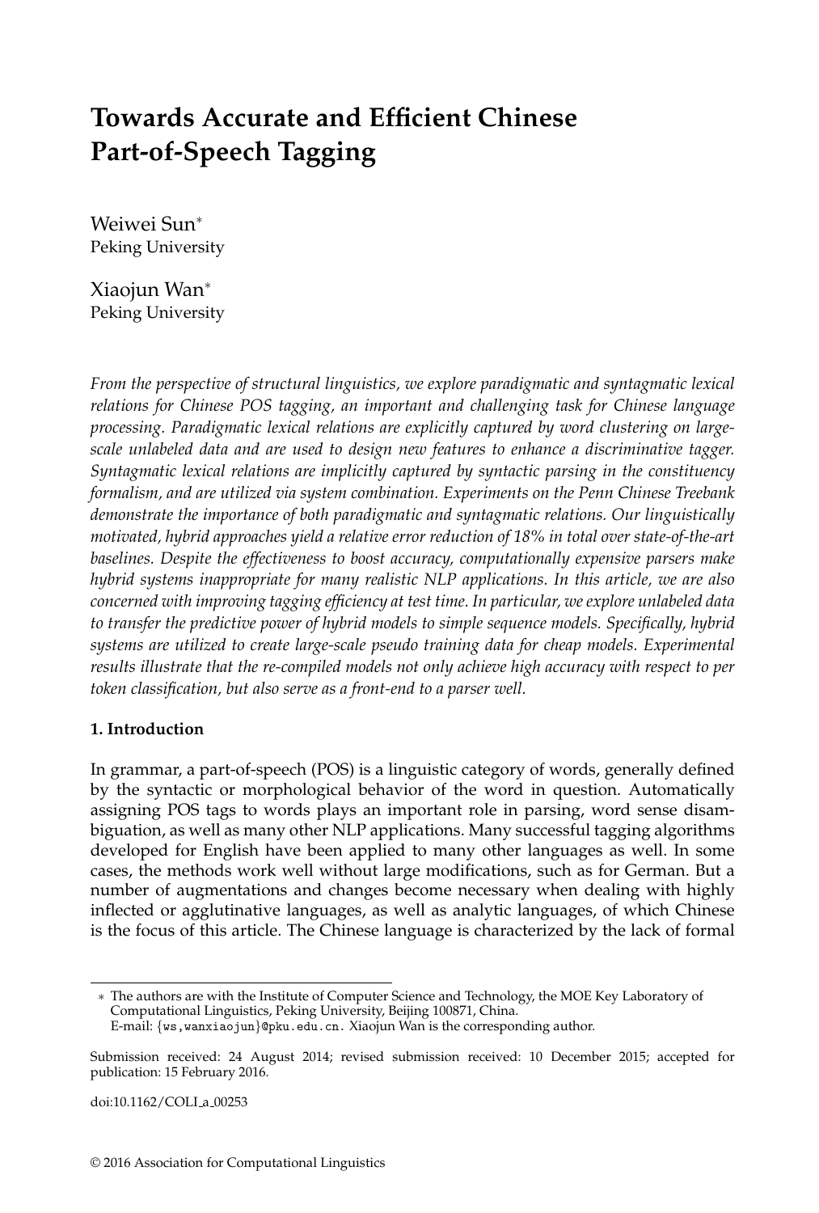# Towards Accurate and Efficient Chinese Part-of-Speech Tagging

Weiwei Sun[*]
Peking University

Xiaojun Wan[*]
Peking University

*From the perspective of structural linguistics, we explore paradigmatic and syntagmatic lexical relations for Chinese POS tagging, an important and challenging task for Chinese language processing. Paradigmatic lexical relations are explicitly captured by word clustering on large-scale unlabeled data and are used to design new features to enhance a discriminative tagger. Syntagmatic lexical relations are implicitly captured by syntactic parsing in the constituency formalism, and are utilized via system combination. Experiments on the Penn Chinese Treebank demonstrate the importance of both paradigmatic and syntagmatic relations. Our linguistically motivated, hybrid approaches yield a relative error reduction of 18% in total over state-of-the-art baselines. Despite the effectiveness to boost accuracy, computationally expensive parsers make hybrid systems inappropriate for many realistic NLP applications. In this article, we are also concerned with improving tagging efficiency at test time. In particular, we explore unlabeled data to transfer the predictive power of hybrid models to simple sequence models. Specifically, hybrid systems are utilized to create large-scale pseudo training data for cheap models. Experimental results illustrate that the re-compiled models not only achieve high accuracy with respect to per token classification, but also serve as a front-end to a parser well.*

**1. Introduction**

In grammar, a part-of-speech (POS) is a linguistic category of words, generally defined by the syntactic or morphological behavior of the word in question. Automatically assigning POS tags to words plays an important role in parsing, word sense disambiguation, as well as many other NLP applications. Many successful tagging algorithms developed for English have been applied to many other languages as well. In some cases, the methods work well without large modifications, such as for German. But a number of augmentations and changes become necessary when dealing with highly inflected or agglutinative languages, as well as analytic languages, of which Chinese is the focus of this article. The Chinese language is characterized by the lack of formal

[*] The authors are with the Institute of Computer Science and Technology, the MOE Key Laboratory of Computational Linguistics, Peking University, Beijing 100871, China.
E-mail: {ws,wanxiaojun}@pku.edu.cn. Xiaojun Wan is the corresponding author.

Submission received: 24 August 2014; revised submission received: 10 December 2015; accepted for publication: 15 February 2016.

doi:10.1162/COLI_a_00253

© 2016 Association for Computational Linguistics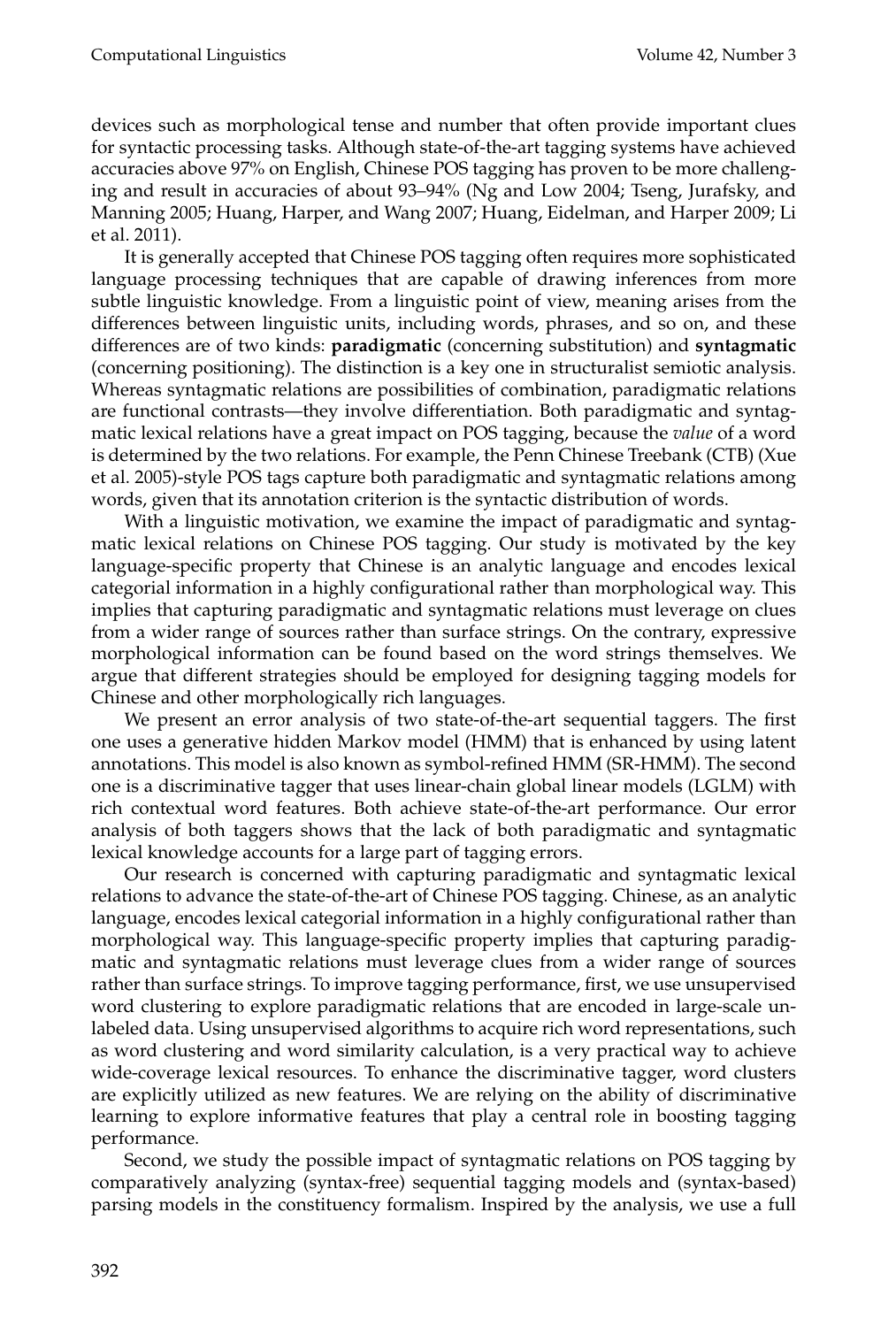devices such as morphological tense and number that often provide important clues for syntactic processing tasks. Although state-of-the-art tagging systems have achieved accuracies above 97% on English, Chinese POS tagging has proven to be more challenging and result in accuracies of about 93–94% (Ng and Low 2004; Tseng, Jurafsky, and Manning 2005; Huang, Harper, and Wang 2007; Huang, Eidelman, and Harper 2009; Li et al. 2011).

It is generally accepted that Chinese POS tagging often requires more sophisticated language processing techniques that are capable of drawing inferences from more subtle linguistic knowledge. From a linguistic point of view, meaning arises from the differences between linguistic units, including words, phrases, and so on, and these differences are of two kinds: **paradigmatic** (concerning substitution) and **syntagmatic** (concerning positioning). The distinction is a key one in structuralist semiotic analysis. Whereas syntagmatic relations are possibilities of combination, paradigmatic relations are functional contrasts—they involve differentiation. Both paradigmatic and syntagmatic lexical relations have a great impact on POS tagging, because the *value* of a word is determined by the two relations. For example, the Penn Chinese Treebank (CTB) (Xue et al. 2005)-style POS tags capture both paradigmatic and syntagmatic relations among words, given that its annotation criterion is the syntactic distribution of words.

With a linguistic motivation, we examine the impact of paradigmatic and syntagmatic lexical relations on Chinese POS tagging. Our study is motivated by the key language-specific property that Chinese is an analytic language and encodes lexical categorial information in a highly configurational rather than morphological way. This implies that capturing paradigmatic and syntagmatic relations must leverage on clues from a wider range of sources rather than surface strings. On the contrary, expressive morphological information can be found based on the word strings themselves. We argue that different strategies should be employed for designing tagging models for Chinese and other morphologically rich languages.

We present an error analysis of two state-of-the-art sequential taggers. The first one uses a generative hidden Markov model (HMM) that is enhanced by using latent annotations. This model is also known as symbol-refined HMM (SR-HMM). The second one is a discriminative tagger that uses linear-chain global linear models (LGLM) with rich contextual word features. Both achieve state-of-the-art performance. Our error analysis of both taggers shows that the lack of both paradigmatic and syntagmatic lexical knowledge accounts for a large part of tagging errors.

Our research is concerned with capturing paradigmatic and syntagmatic lexical relations to advance the state-of-the-art of Chinese POS tagging. Chinese, as an analytic language, encodes lexical categorial information in a highly configurational rather than morphological way. This language-specific property implies that capturing paradigmatic and syntagmatic relations must leverage clues from a wider range of sources rather than surface strings. To improve tagging performance, first, we use unsupervised word clustering to explore paradigmatic relations that are encoded in large-scale unlabeled data. Using unsupervised algorithms to acquire rich word representations, such as word clustering and word similarity calculation, is a very practical way to achieve wide-coverage lexical resources. To enhance the discriminative tagger, word clusters are explicitly utilized as new features. We are relying on the ability of discriminative learning to explore informative features that play a central role in boosting tagging performance.

Second, we study the possible impact of syntagmatic relations on POS tagging by comparatively analyzing (syntax-free) sequential tagging models and (syntax-based) parsing models in the constituency formalism. Inspired by the analysis, we use a full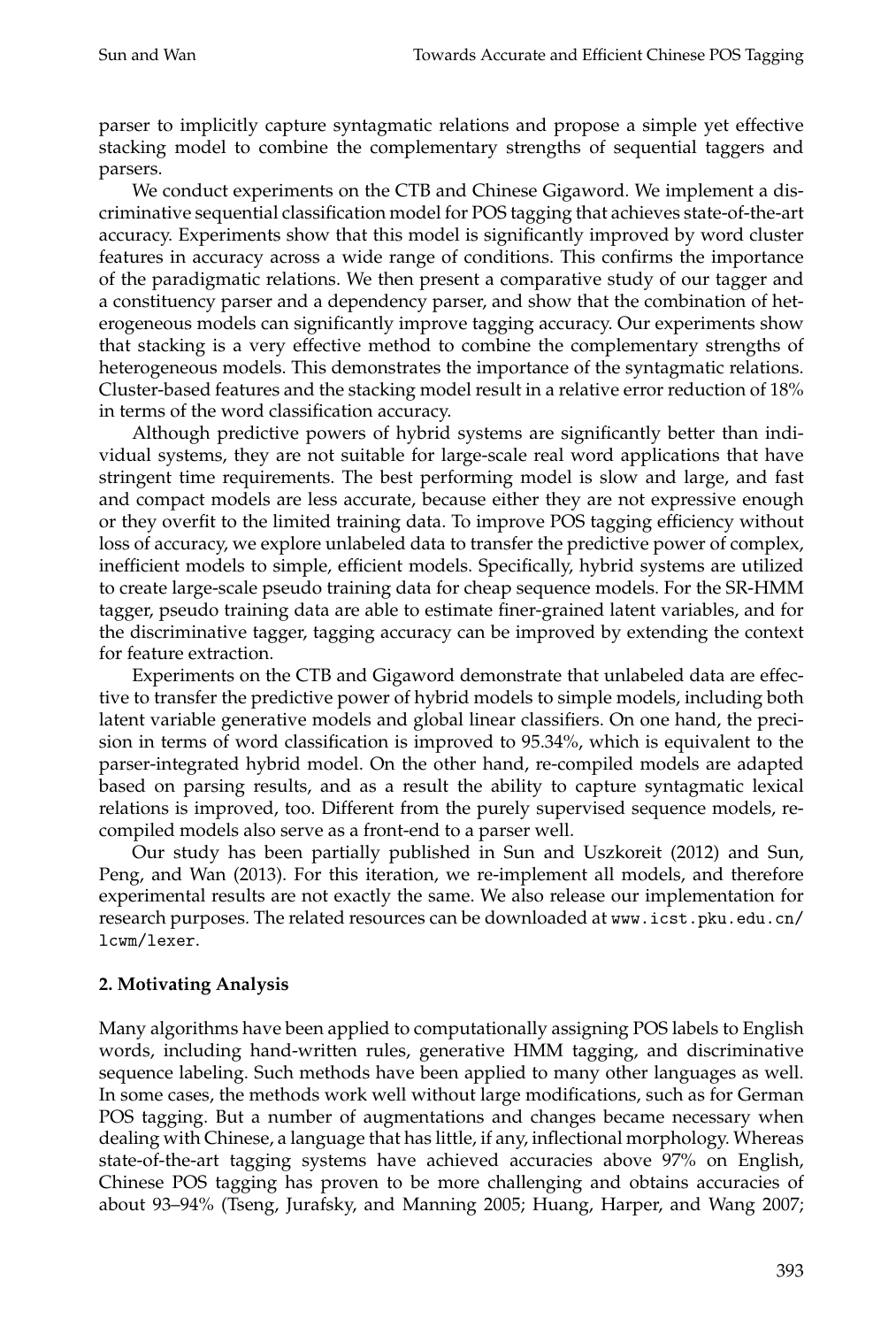parser to implicitly capture syntagmatic relations and propose a simple yet effective stacking model to combine the complementary strengths of sequential taggers and parsers.

We conduct experiments on the CTB and Chinese Gigaword. We implement a discriminative sequential classification model for POS tagging that achieves state-of-the-art accuracy. Experiments show that this model is significantly improved by word cluster features in accuracy across a wide range of conditions. This confirms the importance of the paradigmatic relations. We then present a comparative study of our tagger and a constituency parser and a dependency parser, and show that the combination of heterogeneous models can significantly improve tagging accuracy. Our experiments show that stacking is a very effective method to combine the complementary strengths of heterogeneous models. This demonstrates the importance of the syntagmatic relations. Cluster-based features and the stacking model result in a relative error reduction of 18% in terms of the word classification accuracy.

Although predictive powers of hybrid systems are significantly better than individual systems, they are not suitable for large-scale real word applications that have stringent time requirements. The best performing model is slow and large, and fast and compact models are less accurate, because either they are not expressive enough or they overfit to the limited training data. To improve POS tagging efficiency without loss of accuracy, we explore unlabeled data to transfer the predictive power of complex, inefficient models to simple, efficient models. Specifically, hybrid systems are utilized to create large-scale pseudo training data for cheap sequence models. For the SR-HMM tagger, pseudo training data are able to estimate finer-grained latent variables, and for the discriminative tagger, tagging accuracy can be improved by extending the context for feature extraction.

Experiments on the CTB and Gigaword demonstrate that unlabeled data are effective to transfer the predictive power of hybrid models to simple models, including both latent variable generative models and global linear classifiers. On one hand, the precision in terms of word classification is improved to 95.34%, which is equivalent to the parser-integrated hybrid model. On the other hand, re-compiled models are adapted based on parsing results, and as a result the ability to capture syntagmatic lexical relations is improved, too. Different from the purely supervised sequence models, re-compiled models also serve as a front-end to a parser well.

Our study has been partially published in Sun and Uszkoreit (2012) and Sun, Peng, and Wan (2013). For this iteration, we re-implement all models, and therefore experimental results are not exactly the same. We also release our implementation for research purposes. The related resources can be downloaded at `www.icst.pku.edu.cn/lcwm/lexer`.

## 2. Motivating Analysis

Many algorithms have been applied to computationally assigning POS labels to English words, including hand-written rules, generative HMM tagging, and discriminative sequence labeling. Such methods have been applied to many other languages as well. In some cases, the methods work well without large modifications, such as for German POS tagging. But a number of augmentations and changes became necessary when dealing with Chinese, a language that has little, if any, inflectional morphology. Whereas state-of-the-art tagging systems have achieved accuracies above 97% on English, Chinese POS tagging has proven to be more challenging and obtains accuracies of about 93–94% (Tseng, Jurafsky, and Manning 2005; Huang, Harper, and Wang 2007;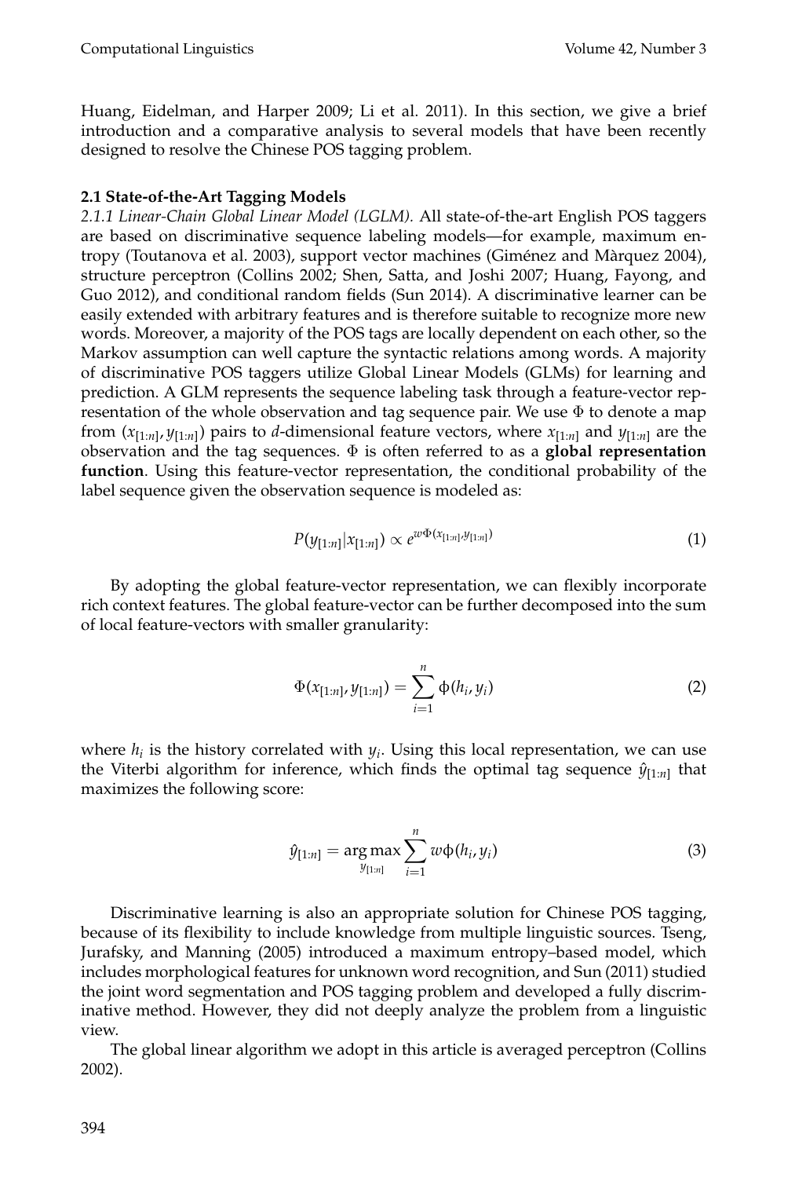Huang, Eidelman, and Harper 2009; Li et al. 2011). In this section, we give a brief introduction and a comparative analysis to several models that have been recently designed to resolve the Chinese POS tagging problem.

### 2.1 State-of-the-Art Tagging Models

*2.1.1 Linear-Chain Global Linear Model (LGLM).* All state-of-the-art English POS taggers are based on discriminative sequence labeling models—for example, maximum entropy (Toutanova et al. 2003), support vector machines (Giménez and Màrquez 2004), structure perceptron (Collins 2002; Shen, Satta, and Joshi 2007; Huang, Fayong, and Guo 2012), and conditional random fields (Sun 2014). A discriminative learner can be easily extended with arbitrary features and is therefore suitable to recognize more new words. Moreover, a majority of the POS tags are locally dependent on each other, so the Markov assumption can well capture the syntactic relations among words. A majority of discriminative POS taggers utilize Global Linear Models (GLMs) for learning and prediction. A GLM represents the sequence labeling task through a feature-vector representation of the whole observation and tag sequence pair. We use $\Phi$ to denote a map from $(x_{[1:n]}, y_{[1:n]})$ pairs to $d$-dimensional feature vectors, where $x_{[1:n]}$ and $y_{[1:n]}$ are the observation and the tag sequences. $\Phi$ is often referred to as a **global representation function**. Using this feature-vector representation, the conditional probability of the label sequence given the observation sequence is modeled as:

$$P(y_{[1:n]}|x_{[1:n]}) \propto e^{w\Phi(x_{[1:n]}, y_{[1:n]})} \tag{1}$$

By adopting the global feature-vector representation, we can flexibly incorporate rich context features. The global feature-vector can be further decomposed into the sum of local feature-vectors with smaller granularity:

$$\Phi(x_{[1:n]}, y_{[1:n]}) = \sum_{i=1}^{n} \phi(h_i, y_i) \tag{2}$$

where $h_i$ is the history correlated with $y_i$. Using this local representation, we can use the Viterbi algorithm for inference, which finds the optimal tag sequence $\hat{y}_{[1:n]}$ that maximizes the following score:

$$\hat{y}_{[1:n]} = \underset{y_{[1:n]}}{\arg\max} \sum_{i=1}^{n} w\phi(h_i, y_i) \tag{3}$$

Discriminative learning is also an appropriate solution for Chinese POS tagging, because of its flexibility to include knowledge from multiple linguistic sources. Tseng, Jurafsky, and Manning (2005) introduced a maximum entropy–based model, which includes morphological features for unknown word recognition, and Sun (2011) studied the joint word segmentation and POS tagging problem and developed a fully discriminative method. However, they did not deeply analyze the problem from a linguistic view.

The global linear algorithm we adopt in this article is averaged perceptron (Collins 2002).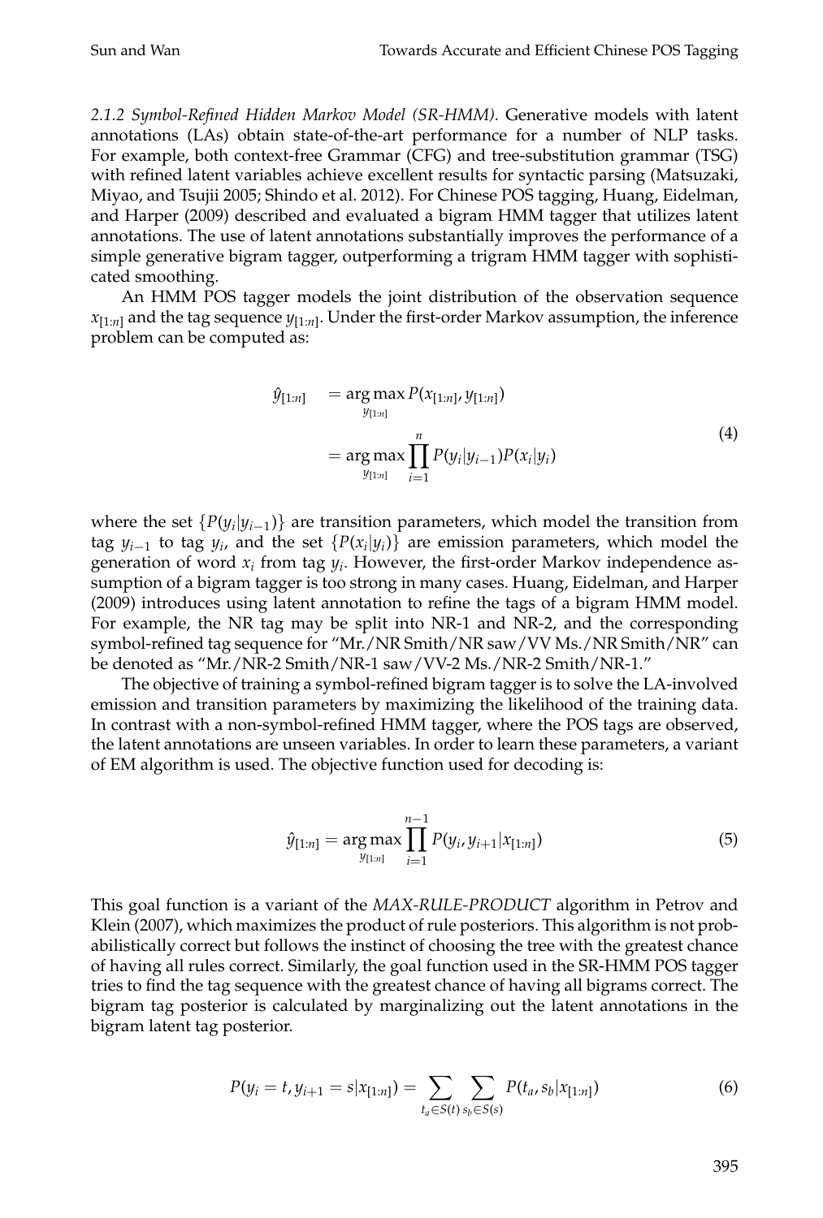*2.1.2 Symbol-Refined Hidden Markov Model (SR-HMM).* Generative models with latent annotations (LAs) obtain state-of-the-art performance for a number of NLP tasks. For example, both context-free Grammar (CFG) and tree-substitution grammar (TSG) with refined latent variables achieve excellent results for syntactic parsing (Matsuzaki, Miyao, and Tsujii 2005; Shindo et al. 2012). For Chinese POS tagging, Huang, Eidelman, and Harper (2009) described and evaluated a bigram HMM tagger that utilizes latent annotations. The use of latent annotations substantially improves the performance of a simple generative bigram tagger, outperforming a trigram HMM tagger with sophisticated smoothing.

An HMM POS tagger models the joint distribution of the observation sequence $x_{[1:n]}$ and the tag sequence $y_{[1:n]}$. Under the first-order Markov assumption, the inference problem can be computed as:

$$
\begin{aligned}
\hat{y}_{[1:n]} &= \arg\max_{y_{[1:n]}} P(x_{[1:n]}, y_{[1:n]}) \\
&= \arg\max_{y_{[1:n]}} \prod_{i=1}^{n} P(y_i|y_{i-1})P(x_i|y_i)
\end{aligned}
\tag{4}
$$

where the set $\{P(y_i|y_{i-1})\}$ are transition parameters, which model the transition from tag $y_{i-1}$ to tag $y_i$, and the set $\{P(x_i|y_i)\}$ are emission parameters, which model the generation of word $x_i$ from tag $y_i$. However, the first-order Markov independence assumption of a bigram tagger is too strong in many cases. Huang, Eidelman, and Harper (2009) introduces using latent annotation to refine the tags of a bigram HMM model. For example, the NR tag may be split into NR-1 and NR-2, and the corresponding symbol-refined tag sequence for "Mr./NR Smith/NR saw/VV Ms./NR Smith/NR" can be denoted as "Mr./NR-2 Smith/NR-1 saw/VV-2 Ms./NR-2 Smith/NR-1."

The objective of training a symbol-refined bigram tagger is to solve the LA-involved emission and transition parameters by maximizing the likelihood of the training data. In contrast with a non-symbol-refined HMM tagger, where the POS tags are observed, the latent annotations are unseen variables. In order to learn these parameters, a variant of EM algorithm is used. The objective function used for decoding is:

$$
\hat{y}_{[1:n]} = \arg\max_{y_{[1:n]}} \prod_{i=1}^{n-1} P(y_i, y_{i+1}|x_{[1:n]}) \tag{5}
$$

This goal function is a variant of the *MAX-RULE-PRODUCT* algorithm in Petrov and Klein (2007), which maximizes the product of rule posteriors. This algorithm is not probabilistically correct but follows the instinct of choosing the tree with the greatest chance of having all rules correct. Similarly, the goal function used in the SR-HMM POS tagger tries to find the tag sequence with the greatest chance of having all bigrams correct. The bigram tag posterior is calculated by marginalizing out the latent annotations in the bigram latent tag posterior.

$$
P(y_i = t, y_{i+1} = s|x_{[1:n]}) = \sum_{t_a \in S(t)} \sum_{s_b \in S(s)} P(t_a, s_b|x_{[1:n]}) \tag{6}
$$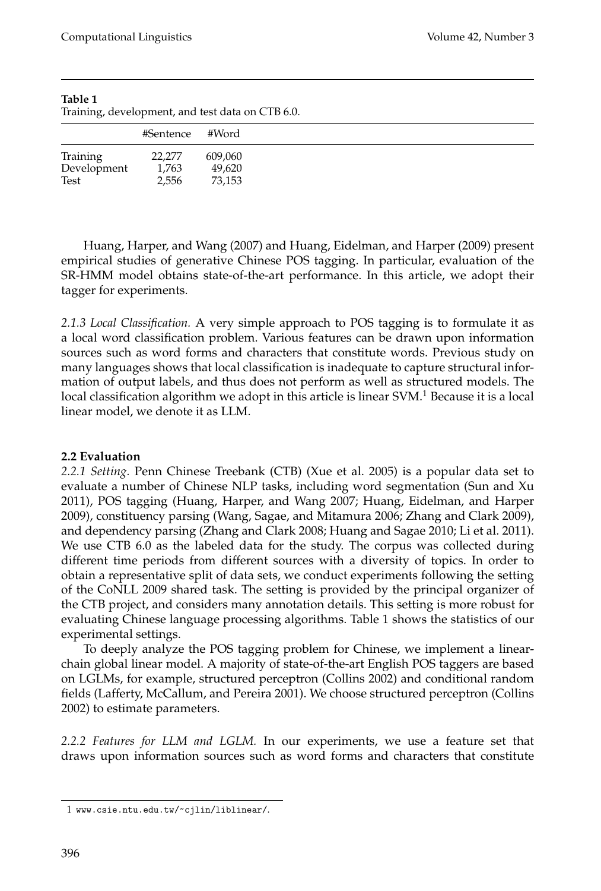**Table 1**
Training, development, and test data on CTB 6.0.

| | #Sentence | #Word |
|---|---|---|
| Training | 22,277 | 609,060 |
| Development | 1,763 | 49,620 |
| Test | 2,556 | 73,153 |

Huang, Harper, and Wang (2007) and Huang, Eidelman, and Harper (2009) present empirical studies of generative Chinese POS tagging. In particular, evaluation of the SR-HMM model obtains state-of-the-art performance. In this article, we adopt their tagger for experiments.

*2.1.3 Local Classification.* A very simple approach to POS tagging is to formulate it as a local word classification problem. Various features can be drawn upon information sources such as word forms and characters that constitute words. Previous study on many languages shows that local classification is inadequate to capture structural information of output labels, and thus does not perform as well as structured models. The local classification algorithm we adopt in this article is linear SVM.[1] Because it is a local linear model, we denote it as LLM.

### 2.2 Evaluation

*2.2.1 Setting.* Penn Chinese Treebank (CTB) (Xue et al. 2005) is a popular data set to evaluate a number of Chinese NLP tasks, including word segmentation (Sun and Xu 2011), POS tagging (Huang, Harper, and Wang 2007; Huang, Eidelman, and Harper 2009), constituency parsing (Wang, Sagae, and Mitamura 2006; Zhang and Clark 2009), and dependency parsing (Zhang and Clark 2008; Huang and Sagae 2010; Li et al. 2011). We use CTB 6.0 as the labeled data for the study. The corpus was collected during different time periods from different sources with a diversity of topics. In order to obtain a representative split of data sets, we conduct experiments following the setting of the CoNLL 2009 shared task. The setting is provided by the principal organizer of the CTB project, and considers many annotation details. This setting is more robust for evaluating Chinese language processing algorithms. Table 1 shows the statistics of our experimental settings.

To deeply analyze the POS tagging problem for Chinese, we implement a linear-chain global linear model. A majority of state-of-the-art English POS taggers are based on LGLMs, for example, structured perceptron (Collins 2002) and conditional random fields (Lafferty, McCallum, and Pereira 2001). We choose structured perceptron (Collins 2002) to estimate parameters.

*2.2.2 Features for LLM and LGLM.* In our experiments, we use a feature set that draws upon information sources such as word forms and characters that constitute

---

1 www.csie.ntu.edu.tw/~cjlin/liblinear/.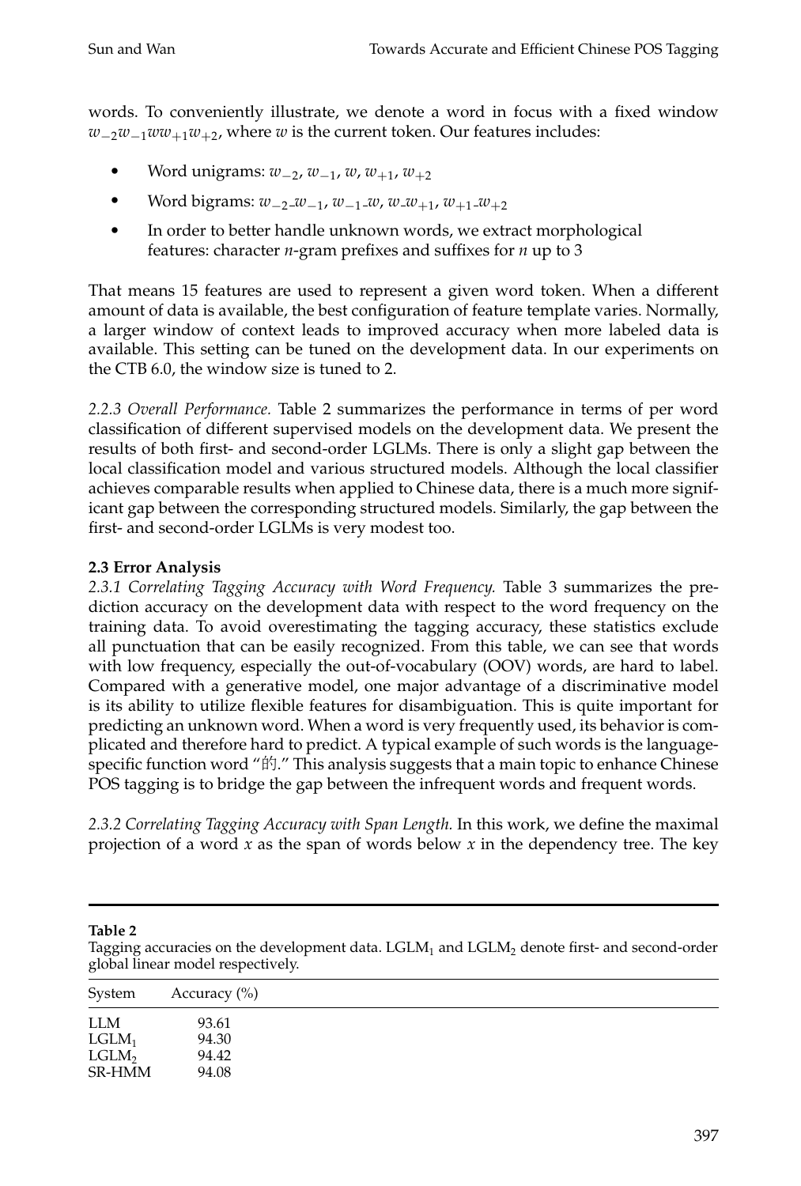words. To conveniently illustrate, we denote a word in focus with a fixed window $w_{-2}w_{-1}ww_{+1}w_{+2}$, where $w$ is the current token. Our features includes:

- Word unigrams: $w_{-2}$, $w_{-1}$, $w$, $w_{+1}$, $w_{+2}$
- Word bigrams: $w_{-2}\_w_{-1}$, $w_{-1}\_w$, $w\_w_{+1}$, $w_{+1}\_w_{+2}$
- In order to better handle unknown words, we extract morphological features: character $n$-gram prefixes and suffixes for $n$ up to 3

That means 15 features are used to represent a given word token. When a different amount of data is available, the best configuration of feature template varies. Normally, a larger window of context leads to improved accuracy when more labeled data is available. This setting can be tuned on the development data. In our experiments on the CTB 6.0, the window size is tuned to 2.

*2.2.3 Overall Performance.* Table 2 summarizes the performance in terms of per word classification of different supervised models on the development data. We present the results of both first- and second-order LGLMs. There is only a slight gap between the local classification model and various structured models. Although the local classifier achieves comparable results when applied to Chinese data, there is a much more significant gap between the corresponding structured models. Similarly, the gap between the first- and second-order LGLMs is very modest too.

### 2.3 Error Analysis

*2.3.1 Correlating Tagging Accuracy with Word Frequency.* Table 3 summarizes the prediction accuracy on the development data with respect to the word frequency on the training data. To avoid overestimating the tagging accuracy, these statistics exclude all punctuation that can be easily recognized. From this table, we can see that words with low frequency, especially the out-of-vocabulary (OOV) words, are hard to label. Compared with a generative model, one major advantage of a discriminative model is its ability to utilize flexible features for disambiguation. This is quite important for predicting an unknown word. When a word is very frequently used, its behavior is complicated and therefore hard to predict. A typical example of such words is the language-specific function word "的." This analysis suggests that a main topic to enhance Chinese POS tagging is to bridge the gap between the infrequent words and frequent words.

*2.3.2 Correlating Tagging Accuracy with Span Length.* In this work, we define the maximal projection of a word $x$ as the span of words below $x$ in the dependency tree. The key

**Table 2**
Tagging accuracies on the development data. $\text{LGLM}_1$ and $\text{LGLM}_2$ denote first- and second-order global linear model respectively.

| System | Accuracy (%) |
|---|---|
| LLM | 93.61 |
| $\text{LGLM}_1$ | 94.30 |
| $\text{LGLM}_2$ | 94.42 |
| SR-HMM | 94.08 |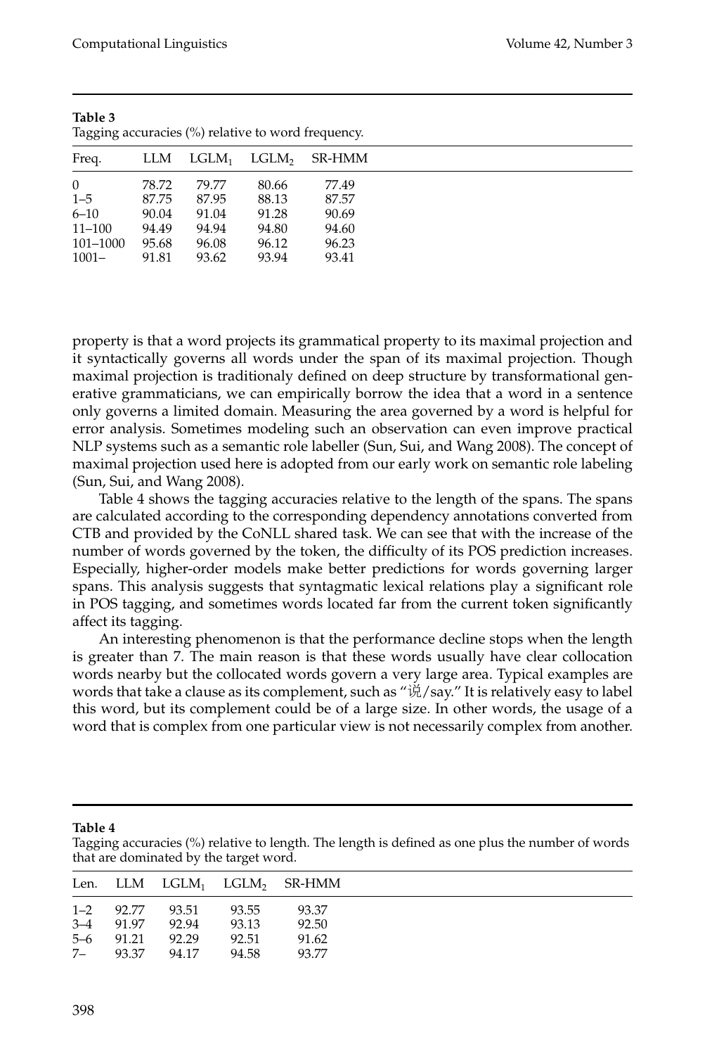**Table 3**
Tagging accuracies (%) relative to word frequency.

| Freq. | LLM | $LGLM_1$ | $LGLM_2$ | SR-HMM |
|---|---|---|---|---|
| 0 | 78.72 | 79.77 | 80.66 | 77.49 |
| 1–5 | 87.75 | 87.95 | 88.13 | 87.57 |
| 6–10 | 90.04 | 91.04 | 91.28 | 90.69 |
| 11–100 | 94.49 | 94.94 | 94.80 | 94.60 |
| 101–1000 | 95.68 | 96.08 | 96.12 | 96.23 |
| 1001– | 91.81 | 93.62 | 93.94 | 93.41 |

property is that a word projects its grammatical property to its maximal projection and it syntactically governs all words under the span of its maximal projection. Though maximal projection is traditionaly defined on deep structure by transformational generative grammaticians, we can empirically borrow the idea that a word in a sentence only governs a limited domain. Measuring the area governed by a word is helpful for error analysis. Sometimes modeling such an observation can even improve practical NLP systems such as a semantic role labeller (Sun, Sui, and Wang 2008). The concept of maximal projection used here is adopted from our early work on semantic role labeling (Sun, Sui, and Wang 2008).

Table 4 shows the tagging accuracies relative to the length of the spans. The spans are calculated according to the corresponding dependency annotations converted from CTB and provided by the CoNLL shared task. We can see that with the increase of the number of words governed by the token, the difficulty of its POS prediction increases. Especially, higher-order models make better predictions for words governing larger spans. This analysis suggests that syntagmatic lexical relations play a significant role in POS tagging, and sometimes words located far from the current token significantly affect its tagging.

An interesting phenomenon is that the performance decline stops when the length is greater than 7. The main reason is that these words usually have clear collocation words nearby but the collocated words govern a very large area. Typical examples are words that take a clause as its complement, such as "说/say." It is relatively easy to label this word, but its complement could be of a large size. In other words, the usage of a word that is complex from one particular view is not necessarily complex from another.

**Table 4**
Tagging accuracies (%) relative to length. The length is defined as one plus the number of words that are dominated by the target word.

| Len. | LLM | $LGLM_1$ | $LGLM_2$ | SR-HMM |
|---|---|---|---|---|
| 1–2 | 92.77 | 93.51 | 93.55 | 93.37 |
| 3–4 | 91.97 | 92.94 | 93.13 | 92.50 |
| 5–6 | 91.21 | 92.29 | 92.51 | 91.62 |
| 7– | 93.37 | 94.17 | 94.58 | 93.77 |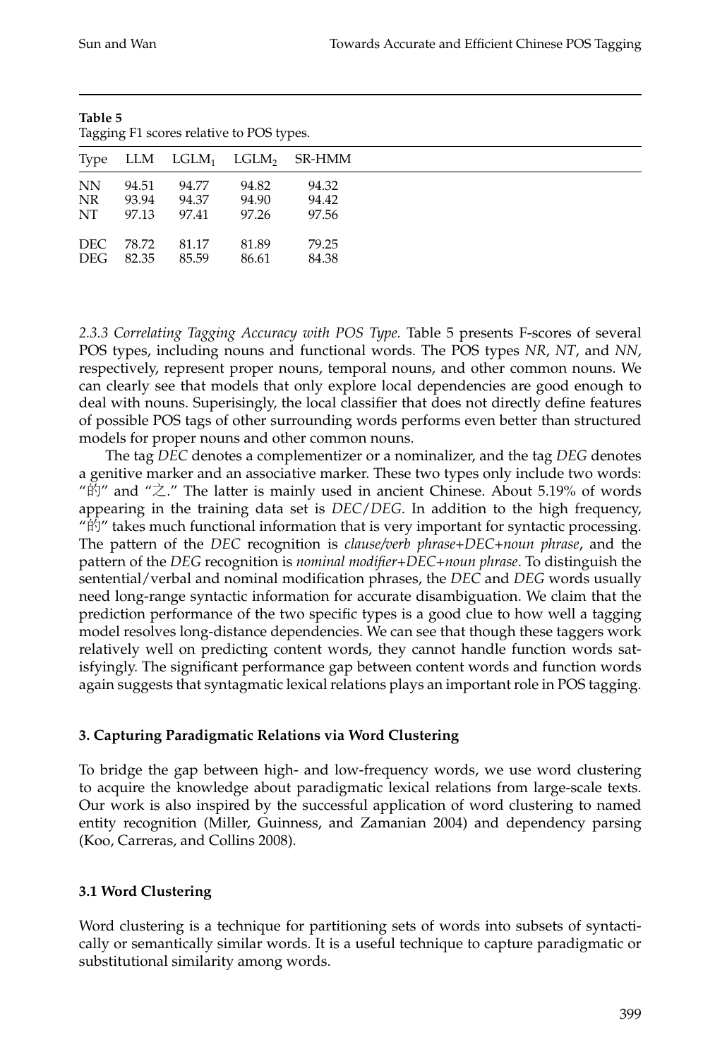**Table 5**
Tagging F1 scores relative to POS types.

| Type | LLM | $LGLM_1$ | $LGLM_2$ | SR-HMM |
|---|---|---|---|---|
| NN | 94.51 | 94.77 | 94.82 | 94.32 |
| NR | 93.94 | 94.37 | 94.90 | 94.42 |
| NT | 97.13 | 97.41 | 97.26 | 97.56 |
| DEC | 78.72 | 81.17 | 81.89 | 79.25 |
| DEG | 82.35 | 85.59 | 86.61 | 84.38 |

*2.3.3 Correlating Tagging Accuracy with POS Type.* Table 5 presents F-scores of several POS types, including nouns and functional words. The POS types *NR*, *NT*, and *NN*, respectively, represent proper nouns, temporal nouns, and other common nouns. We can clearly see that models that only explore local dependencies are good enough to deal with nouns. Superisingly, the local classifier that does not directly define features of possible POS tags of other surrounding words performs even better than structured models for proper nouns and other common nouns.

The tag *DEC* denotes a complementizer or a nominalizer, and the tag *DEG* denotes a genitive marker and an associative marker. These two types only include two words: "的" and "之." The latter is mainly used in ancient Chinese. About 5.19% of words appearing in the training data set is *DEC*/*DEG*. In addition to the high frequency, "的" takes much functional information that is very important for syntactic processing. The pattern of the *DEC* recognition is *clause/verb phrase+DEC+noun phrase*, and the pattern of the *DEG* recognition is *nominal modifier+DEC+noun phrase*. To distinguish the sentential/verbal and nominal modification phrases, the *DEC* and *DEG* words usually need long-range syntactic information for accurate disambiguation. We claim that the prediction performance of the two specific types is a good clue to how well a tagging model resolves long-distance dependencies. We can see that though these taggers work relatively well on predicting content words, they cannot handle function words satisfyingly. The significant performance gap between content words and function words again suggests that syntagmatic lexical relations plays an important role in POS tagging.

## 3. Capturing Paradigmatic Relations via Word Clustering

To bridge the gap between high- and low-frequency words, we use word clustering to acquire the knowledge about paradigmatic lexical relations from large-scale texts. Our work is also inspired by the successful application of word clustering to named entity recognition (Miller, Guinness, and Zamanian 2004) and dependency parsing (Koo, Carreras, and Collins 2008).

### 3.1 Word Clustering

Word clustering is a technique for partitioning sets of words into subsets of syntactically or semantically similar words. It is a useful technique to capture paradigmatic or substitutional similarity among words.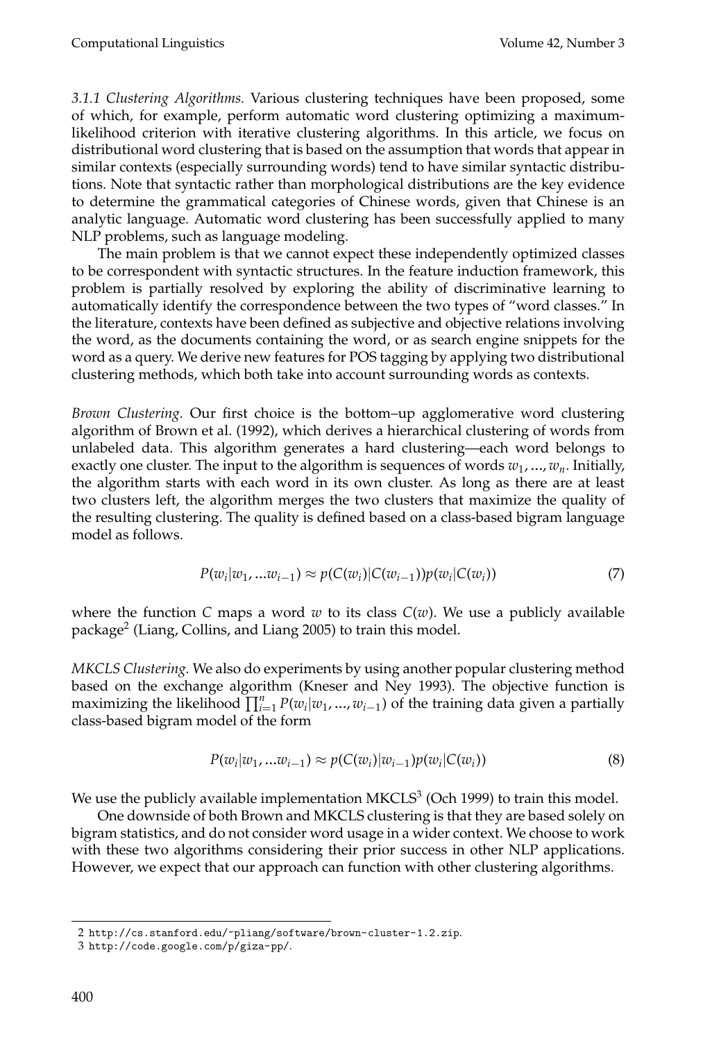*3.1.1 Clustering Algorithms.* Various clustering techniques have been proposed, some of which, for example, perform automatic word clustering optimizing a maximum-likelihood criterion with iterative clustering algorithms. In this article, we focus on distributional word clustering that is based on the assumption that words that appear in similar contexts (especially surrounding words) tend to have similar syntactic distributions. Note that syntactic rather than morphological distributions are the key evidence to determine the grammatical categories of Chinese words, given that Chinese is an analytic language. Automatic word clustering has been successfully applied to many NLP problems, such as language modeling.

The main problem is that we cannot expect these independently optimized classes to be correspondent with syntactic structures. In the feature induction framework, this problem is partially resolved by exploring the ability of discriminative learning to automatically identify the correspondence between the two types of "word classes." In the literature, contexts have been defined as subjective and objective relations involving the word, as the documents containing the word, or as search engine snippets for the word as a query. We derive new features for POS tagging by applying two distributional clustering methods, which both take into account surrounding words as contexts.

*Brown Clustering.* Our first choice is the bottom–up agglomerative word clustering algorithm of Brown et al. (1992), which derives a hierarchical clustering of words from unlabeled data. This algorithm generates a hard clustering—each word belongs to exactly one cluster. The input to the algorithm is sequences of words $w_1, ..., w_n$. Initially, the algorithm starts with each word in its own cluster. As long as there are at least two clusters left, the algorithm merges the two clusters that maximize the quality of the resulting clustering. The quality is defined based on a class-based bigram language model as follows.

$$P(w_i|w_1, ...w_{i-1}) \approx p(C(w_i)|C(w_{i-1}))p(w_i|C(w_i)) \tag{7}$$

where the function $C$ maps a word $w$ to its class $C(w)$. We use a publicly available package[2] (Liang, Collins, and Liang 2005) to train this model.

*MKCLS Clustering.* We also do experiments by using another popular clustering method based on the exchange algorithm (Kneser and Ney 1993). The objective function is maximizing the likelihood $\prod_{i=1}^{n} P(w_i|w_1, ..., w_{i-1})$ of the training data given a partially class-based bigram model of the form

$$P(w_i|w_1, ...w_{i-1}) \approx p(C(w_i)|w_{i-1})p(w_i|C(w_i)) \tag{8}$$

We use the publicly available implementation MKCLS[3] (Och 1999) to train this model.

One downside of both Brown and MKCLS clustering is that they are based solely on bigram statistics, and do not consider word usage in a wider context. We choose to work with these two algorithms considering their prior success in other NLP applications. However, we expect that our approach can function with other clustering algorithms.

2 http://cs.stanford.edu/~pliang/software/brown-cluster-1.2.zip.

3 http://code.google.com/p/giza-pp/.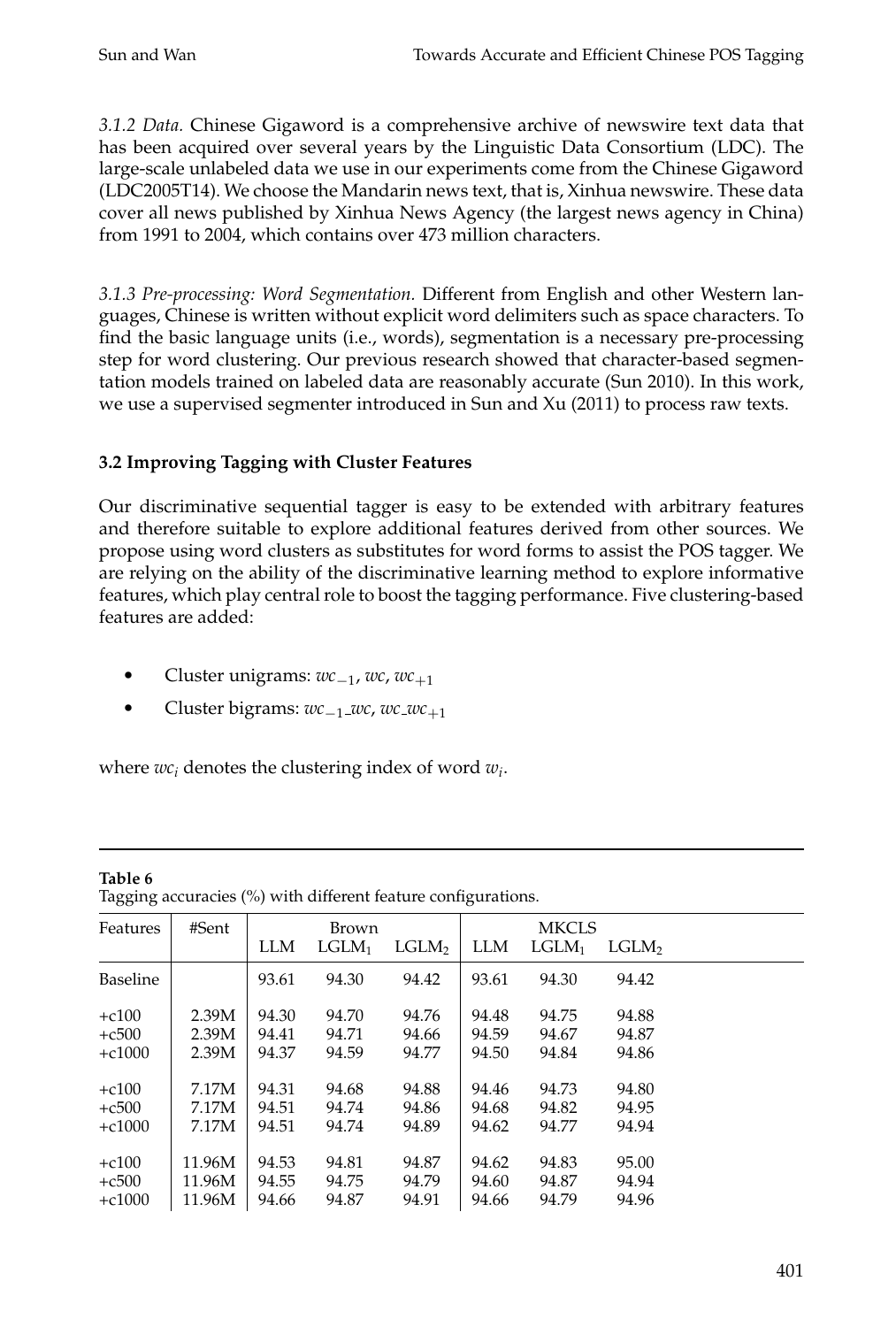*3.1.2 Data.* Chinese Gigaword is a comprehensive archive of newswire text data that has been acquired over several years by the Linguistic Data Consortium (LDC). The large-scale unlabeled data we use in our experiments come from the Chinese Gigaword (LDC2005T14). We choose the Mandarin news text, that is, Xinhua newswire. These data cover all news published by Xinhua News Agency (the largest news agency in China) from 1991 to 2004, which contains over 473 million characters.

*3.1.3 Pre-processing: Word Segmentation.* Different from English and other Western languages, Chinese is written without explicit word delimiters such as space characters. To find the basic language units (i.e., words), segmentation is a necessary pre-processing step for word clustering. Our previous research showed that character-based segmentation models trained on labeled data are reasonably accurate (Sun 2010). In this work, we use a supervised segmenter introduced in Sun and Xu (2011) to process raw texts.

### 3.2 Improving Tagging with Cluster Features

Our discriminative sequential tagger is easy to be extended with arbitrary features and therefore suitable to explore additional features derived from other sources. We propose using word clusters as substitutes for word forms to assist the POS tagger. We are relying on the ability of the discriminative learning method to explore informative features, which play central role to boost the tagging performance. Five clustering-based features are added:

- Cluster unigrams: $wc_{-1}$, $wc$, $wc_{+1}$
- Cluster bigrams: $wc_{-1}\_wc$, $wc\_wc_{+1}$

where $wc_i$ denotes the clustering index of word $w_i$.

**Table 6**
Tagging accuracies (%) with different feature configurations.

| Features | #Sent | Brown | | | MKCLS | | |
|---|---|---|---|---|---|---|---|
| | | LLM | $LGLM_1$ | $LGLM_2$ | LLM | $LGLM_1$ | $LGLM_2$ |
| Baseline | | 93.61 | 94.30 | 94.42 | 93.61 | 94.30 | 94.42 |
| +c100 | 2.39M | 94.30 | 94.70 | 94.76 | 94.48 | 94.75 | 94.88 |
| +c500 | 2.39M | 94.41 | 94.71 | 94.66 | 94.59 | 94.67 | 94.87 |
| +c1000 | 2.39M | 94.37 | 94.59 | 94.77 | 94.50 | 94.84 | 94.86 |
| +c100 | 7.17M | 94.31 | 94.68 | 94.88 | 94.46 | 94.73 | 94.80 |
| +c500 | 7.17M | 94.51 | 94.74 | 94.86 | 94.68 | 94.82 | 94.95 |
| +c1000 | 7.17M | 94.51 | 94.74 | 94.89 | 94.62 | 94.77 | 94.94 |
| +c100 | 11.96M | 94.53 | 94.81 | 94.87 | 94.62 | 94.83 | 95.00 |
| +c500 | 11.96M | 94.55 | 94.75 | 94.79 | 94.60 | 94.87 | 94.94 |
| +c1000 | 11.96M | 94.66 | 94.87 | 94.91 | 94.66 | 94.79 | 94.96 |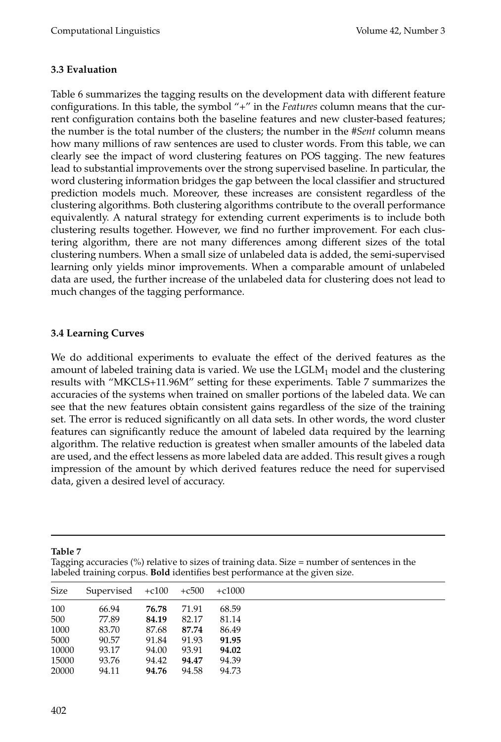### 3.3 Evaluation

Table 6 summarizes the tagging results on the development data with different feature configurations. In this table, the symbol "+" in the *Features* column means that the current configuration contains both the baseline features and new cluster-based features; the number is the total number of the clusters; the number in the *#Sent* column means how many millions of raw sentences are used to cluster words. From this table, we can clearly see the impact of word clustering features on POS tagging. The new features lead to substantial improvements over the strong supervised baseline. In particular, the word clustering information bridges the gap between the local classifier and structured prediction models much. Moreover, these increases are consistent regardless of the clustering algorithms. Both clustering algorithms contribute to the overall performance equivalently. A natural strategy for extending current experiments is to include both clustering results together. However, we find no further improvement. For each clustering algorithm, there are not many differences among different sizes of the total clustering numbers. When a small size of unlabeled data is added, the semi-supervised learning only yields minor improvements. When a comparable amount of unlabeled data are used, the further increase of the unlabeled data for clustering does not lead to much changes of the tagging performance.

### 3.4 Learning Curves

We do additional experiments to evaluate the effect of the derived features as the amount of labeled training data is varied. We use the $\text{LGLM}_1$ model and the clustering results with "MKCLS+11.96M" setting for these experiments. Table 7 summarizes the accuracies of the systems when trained on smaller portions of the labeled data. We can see that the new features obtain consistent gains regardless of the size of the training set. The error is reduced significantly on all data sets. In other words, the word cluster features can significantly reduce the amount of labeled data required by the learning algorithm. The relative reduction is greatest when smaller amounts of the labeled data are used, and the effect lessens as more labeled data are added. This result gives a rough impression of the amount by which derived features reduce the need for supervised data, given a desired level of accuracy.

**Table 7**
Tagging accuracies (%) relative to sizes of training data. Size = number of sentences in the labeled training corpus. **Bold** identifies best performance at the given size.

| Size | Supervised | +c100 | +c500 | +c1000 |
|---|---|---|---|---|
| 100 | 66.94 | **76.78** | 71.91 | 68.59 |
| 500 | 77.89 | **84.19** | 82.17 | 81.14 |
| 1000 | 83.70 | 87.68 | **87.74** | 86.49 |
| 5000 | 90.57 | 91.84 | 91.93 | **91.95** |
| 10000 | 93.17 | 94.00 | 93.91 | **94.02** |
| 15000 | 93.76 | 94.42 | **94.47** | 94.39 |
| 20000 | 94.11 | **94.76** | 94.58 | 94.73 |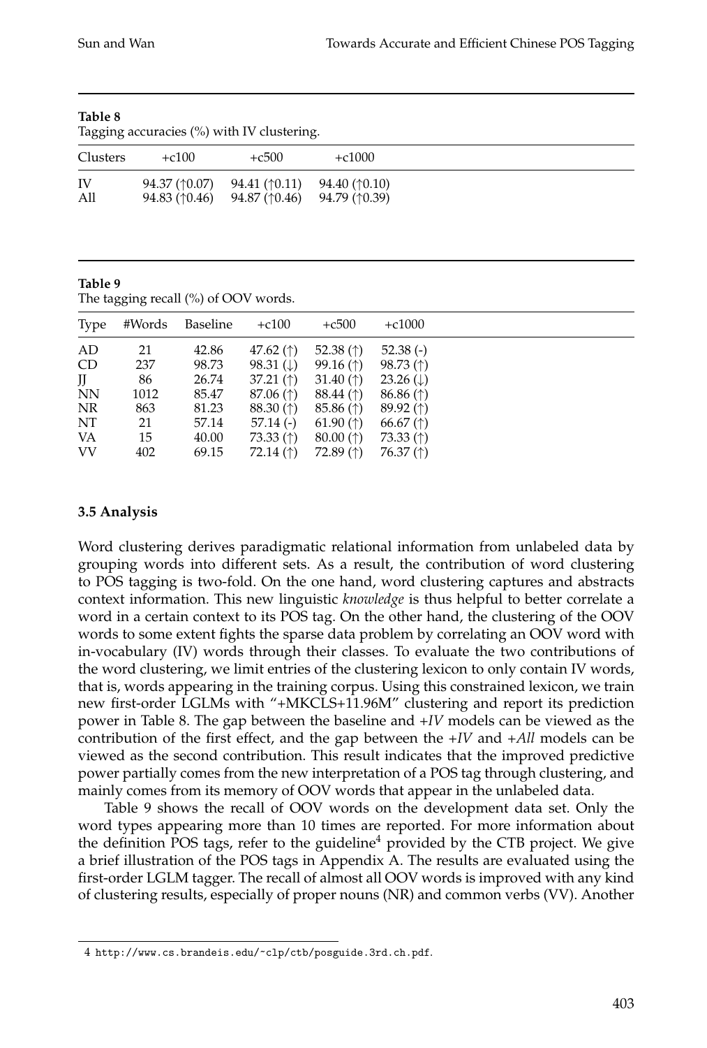**Table 8**
Tagging accuracies (%) with IV clustering.

| Clusters | +c100 | +c500 | +c1000 |
|---|---|---|---|
| IV | 94.37 (↑0.07) | 94.41 (↑0.11) | 94.40 (↑0.10) |
| All | 94.83 (↑0.46) | 94.87 (↑0.46) | 94.79 (↑0.39) |

**Table 9**
The tagging recall (%) of OOV words.

| Type | #Words | Baseline | +c100 | +c500 | +c1000 |
|---|---|---|---|---|---|
| AD | 21 | 42.86 | 47.62 (↑) | 52.38 (↑) | 52.38 (-) |
| CD | 237 | 98.73 | 98.31 (↓) | 99.16 (↑) | 98.73 (↑) |
| JJ | 86 | 26.74 | 37.21 (↑) | 31.40 (↑) | 23.26 (↓) |
| NN | 1012 | 85.47 | 87.06 (↑) | 88.44 (↑) | 86.86 (↑) |
| NR | 863 | 81.23 | 88.30 (↑) | 85.86 (↑) | 89.92 (↑) |
| NT | 21 | 57.14 | 57.14 (-) | 61.90 (↑) | 66.67 (↑) |
| VA | 15 | 40.00 | 73.33 (↑) | 80.00 (↑) | 73.33 (↑) |
| VV | 402 | 69.15 | 72.14 (↑) | 72.89 (↑) | 76.37 (↑) |

### 3.5 Analysis

Word clustering derives paradigmatic relational information from unlabeled data by grouping words into different sets. As a result, the contribution of word clustering to POS tagging is two-fold. On the one hand, word clustering captures and abstracts context information. This new linguistic *knowledge* is thus helpful to better correlate a word in a certain context to its POS tag. On the other hand, the clustering of the OOV words to some extent fights the sparse data problem by correlating an OOV word with in-vocabulary (IV) words through their classes. To evaluate the two contributions of the word clustering, we limit entries of the clustering lexicon to only contain IV words, that is, words appearing in the training corpus. Using this constrained lexicon, we train new first-order LGLMs with "+MKCLS+11.96M" clustering and report its prediction power in Table 8. The gap between the baseline and *+IV* models can be viewed as the contribution of the first effect, and the gap between the *+IV* and *+All* models can be viewed as the second contribution. This result indicates that the improved predictive power partially comes from the new interpretation of a POS tag through clustering, and mainly comes from its memory of OOV words that appear in the unlabeled data.

Table 9 shows the recall of OOV words on the development data set. Only the word types appearing more than 10 times are reported. For more information about the definition POS tags, refer to the guideline[4] provided by the CTB project. We give a brief illustration of the POS tags in Appendix A. The results are evaluated using the first-order LGLM tagger. The recall of almost all OOV words is improved with any kind of clustering results, especially of proper nouns (NR) and common verbs (VV). Another

4 http://www.cs.brandeis.edu/~clp/ctb/posguide.3rd.ch.pdf.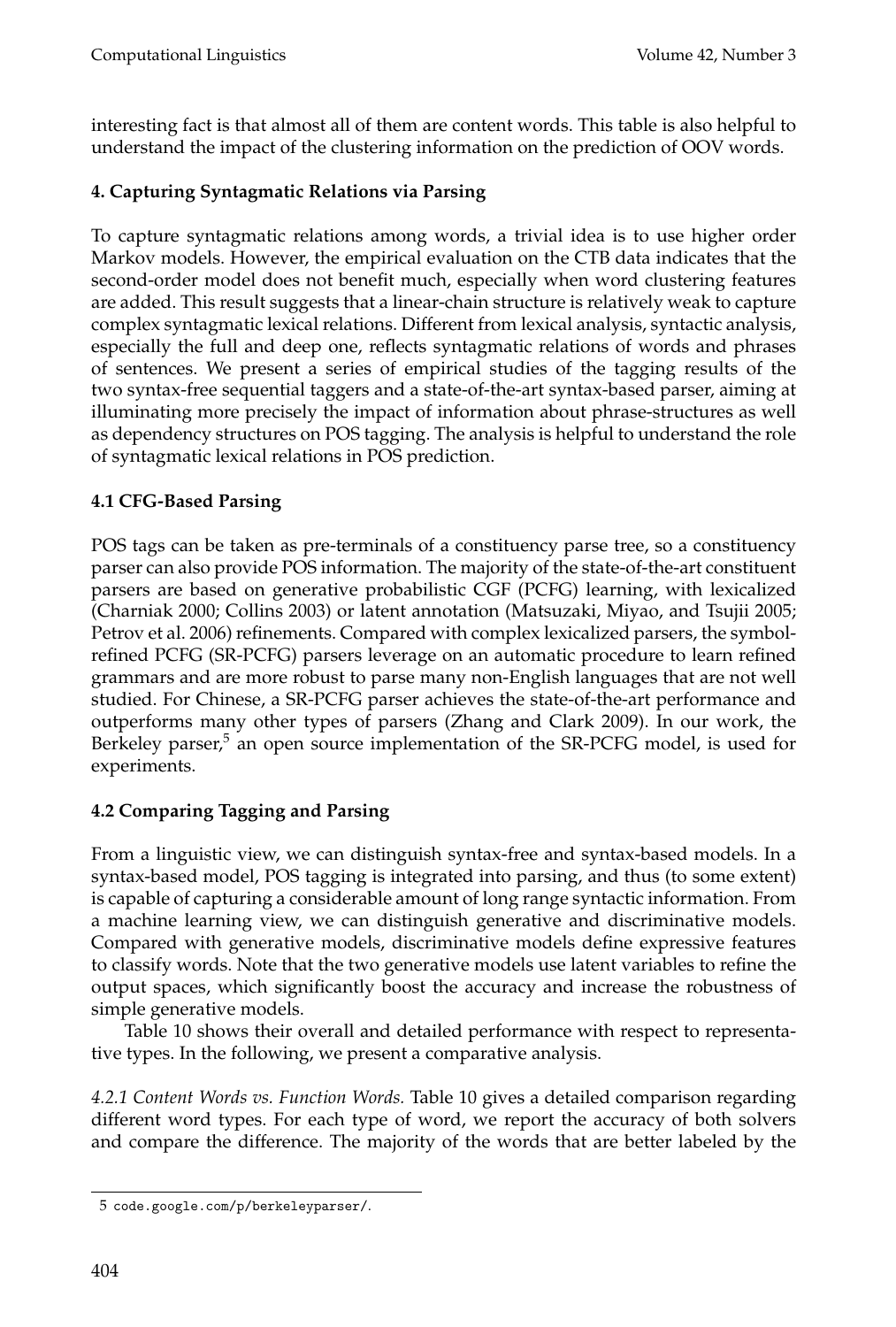interesting fact is that almost all of them are content words. This table is also helpful to understand the impact of the clustering information on the prediction of OOV words.

## 4. Capturing Syntagmatic Relations via Parsing

To capture syntagmatic relations among words, a trivial idea is to use higher order Markov models. However, the empirical evaluation on the CTB data indicates that the second-order model does not benefit much, especially when word clustering features are added. This result suggests that a linear-chain structure is relatively weak to capture complex syntagmatic lexical relations. Different from lexical analysis, syntactic analysis, especially the full and deep one, reflects syntagmatic relations of words and phrases of sentences. We present a series of empirical studies of the tagging results of the two syntax-free sequential taggers and a state-of-the-art syntax-based parser, aiming at illuminating more precisely the impact of information about phrase-structures as well as dependency structures on POS tagging. The analysis is helpful to understand the role of syntagmatic lexical relations in POS prediction.

### 4.1 CFG-Based Parsing

POS tags can be taken as pre-terminals of a constituency parse tree, so a constituency parser can also provide POS information. The majority of the state-of-the-art constituent parsers are based on generative probabilistic CGF (PCFG) learning, with lexicalized (Charniak 2000; Collins 2003) or latent annotation (Matsuzaki, Miyao, and Tsujii 2005; Petrov et al. 2006) refinements. Compared with complex lexicalized parsers, the symbol-refined PCFG (SR-PCFG) parsers leverage on an automatic procedure to learn refined grammars and are more robust to parse many non-English languages that are not well studied. For Chinese, a SR-PCFG parser achieves the state-of-the-art performance and outperforms many other types of parsers (Zhang and Clark 2009). In our work, the Berkeley parser,[5] an open source implementation of the SR-PCFG model, is used for experiments.

### 4.2 Comparing Tagging and Parsing

From a linguistic view, we can distinguish syntax-free and syntax-based models. In a syntax-based model, POS tagging is integrated into parsing, and thus (to some extent) is capable of capturing a considerable amount of long range syntactic information. From a machine learning view, we can distinguish generative and discriminative models. Compared with generative models, discriminative models define expressive features to classify words. Note that the two generative models use latent variables to refine the output spaces, which significantly boost the accuracy and increase the robustness of simple generative models.

Table 10 shows their overall and detailed performance with respect to representative types. In the following, we present a comparative analysis.

*4.2.1 Content Words vs. Function Words.* Table 10 gives a detailed comparison regarding different word types. For each type of word, we report the accuracy of both solvers and compare the difference. The majority of the words that are better labeled by the

---

5 code.google.com/p/berkeleyparser/.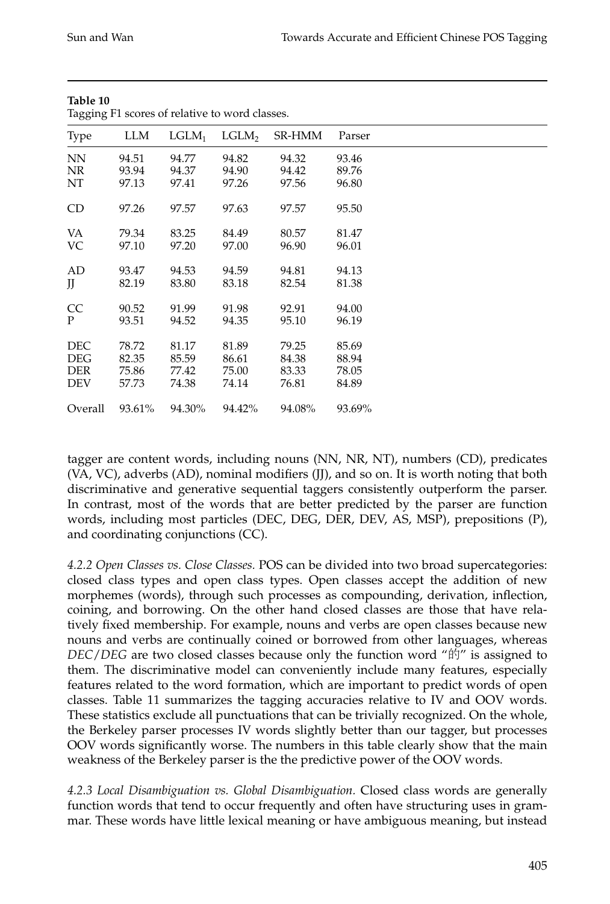**Table 10**
Tagging F1 scores of relative to word classes.

| Type | LLM | $LGLM_1$ | $LGLM_2$ | SR-HMM | Parser |
|---|---|---|---|---|---|
| NN | 94.51 | 94.77 | 94.82 | 94.32 | 93.46 |
| NR | 93.94 | 94.37 | 94.90 | 94.42 | 89.76 |
| NT | 97.13 | 97.41 | 97.26 | 97.56 | 96.80 |
| CD | 97.26 | 97.57 | 97.63 | 97.57 | 95.50 |
| VA | 79.34 | 83.25 | 84.49 | 80.57 | 81.47 |
| VC | 97.10 | 97.20 | 97.00 | 96.90 | 96.01 |
| AD | 93.47 | 94.53 | 94.59 | 94.81 | 94.13 |
| JJ | 82.19 | 83.80 | 83.18 | 82.54 | 81.38 |
| CC | 90.52 | 91.99 | 91.98 | 92.91 | 94.00 |
| P | 93.51 | 94.52 | 94.35 | 95.10 | 96.19 |
| DEC | 78.72 | 81.17 | 81.89 | 79.25 | 85.69 |
| DEG | 82.35 | 85.59 | 86.61 | 84.38 | 88.94 |
| DER | 75.86 | 77.42 | 75.00 | 83.33 | 78.05 |
| DEV | 57.73 | 74.38 | 74.14 | 76.81 | 84.89 |
| Overall | 93.61% | 94.30% | 94.42% | 94.08% | 93.69% |

tagger are content words, including nouns (NN, NR, NT), numbers (CD), predicates (VA, VC), adverbs (AD), nominal modifiers (JJ), and so on. It is worth noting that both discriminative and generative sequential taggers consistently outperform the parser. In contrast, most of the words that are better predicted by the parser are function words, including most particles (DEC, DEG, DER, DEV, AS, MSP), prepositions (P), and coordinating conjunctions (CC).

*4.2.2 Open Classes vs. Close Classes.* POS can be divided into two broad supercategories: closed class types and open class types. Open classes accept the addition of new morphemes (words), through such processes as compounding, derivation, inflection, coining, and borrowing. On the other hand closed classes are those that have relatively fixed membership. For example, nouns and verbs are open classes because new nouns and verbs are continually coined or borrowed from other languages, whereas *DEC/DEG* are two closed classes because only the function word "的" is assigned to them. The discriminative model can conveniently include many features, especially features related to the word formation, which are important to predict words of open classes. Table 11 summarizes the tagging accuracies relative to IV and OOV words. These statistics exclude all punctuations that can be trivially recognized. On the whole, the Berkeley parser processes IV words slightly better than our tagger, but processes OOV words significantly worse. The numbers in this table clearly show that the main weakness of the Berkeley parser is the the predictive power of the OOV words.

*4.2.3 Local Disambiguation vs. Global Disambiguation.* Closed class words are generally function words that tend to occur frequently and often have structuring uses in grammar. These words have little lexical meaning or have ambiguous meaning, but instead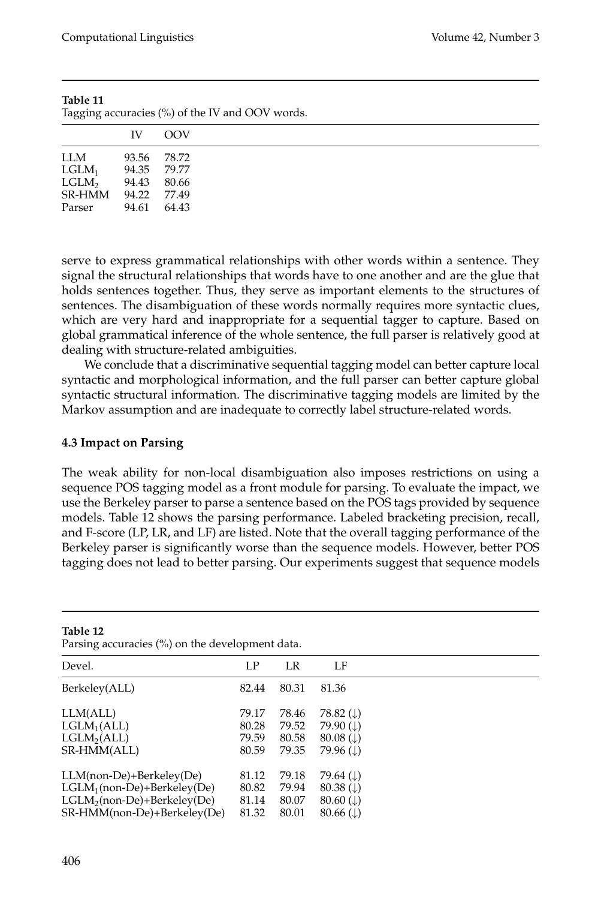**Table 11**
Tagging accuracies (%) of the IV and OOV words.

| | IV | OOV |
|---|---|---|
| LLM | 93.56 | 78.72 |
| $LGLM_1$ | 94.35 | 79.77 |
| $LGLM_2$ | 94.43 | 80.66 |
| SR-HMM | 94.22 | 77.49 |
| Parser | 94.61 | 64.43 |

serve to express grammatical relationships with other words within a sentence. They signal the structural relationships that words have to one another and are the glue that holds sentences together. Thus, they serve as important elements to the structures of sentences. The disambiguation of these words normally requires more syntactic clues, which are very hard and inappropriate for a sequential tagger to capture. Based on global grammatical inference of the whole sentence, the full parser is relatively good at dealing with structure-related ambiguities.

We conclude that a discriminative sequential tagging model can better capture local syntactic and morphological information, and the full parser can better capture global syntactic structural information. The discriminative tagging models are limited by the Markov assumption and are inadequate to correctly label structure-related words.

### 4.3 Impact on Parsing

The weak ability for non-local disambiguation also imposes restrictions on using a sequence POS tagging model as a front module for parsing. To evaluate the impact, we use the Berkeley parser to parse a sentence based on the POS tags provided by sequence models. Table 12 shows the parsing performance. Labeled bracketing precision, recall, and F-score (LP, LR, and LF) are listed. Note that the overall tagging performance of the Berkeley parser is significantly worse than the sequence models. However, better POS tagging does not lead to better parsing. Our experiments suggest that sequence models

**Table 12**
Parsing accuracies (%) on the development data.

| Devel. | LP | LR | LF |
|---|---|---|---|
| Berkeley(ALL) | 82.44 | 80.31 | 81.36 |
| LLM(ALL) | 79.17 | 78.46 | 78.82 (↓) |
| $LGLM_1$(ALL) | 80.28 | 79.52 | 79.90 (↓) |
| $LGLM_2$(ALL) | 79.59 | 80.58 | 80.08 (↓) |
| SR-HMM(ALL) | 80.59 | 79.35 | 79.96 (↓) |
| LLM(non-De)+Berkeley(De) | 81.12 | 79.18 | 79.64 (↓) |
| $LGLM_1$(non-De)+Berkeley(De) | 80.82 | 79.94 | 80.38 (↓) |
| $LGLM_2$(non-De)+Berkeley(De) | 81.14 | 80.07 | 80.60 (↓) |
| SR-HMM(non-De)+Berkeley(De) | 81.32 | 80.01 | 80.66 (↓) |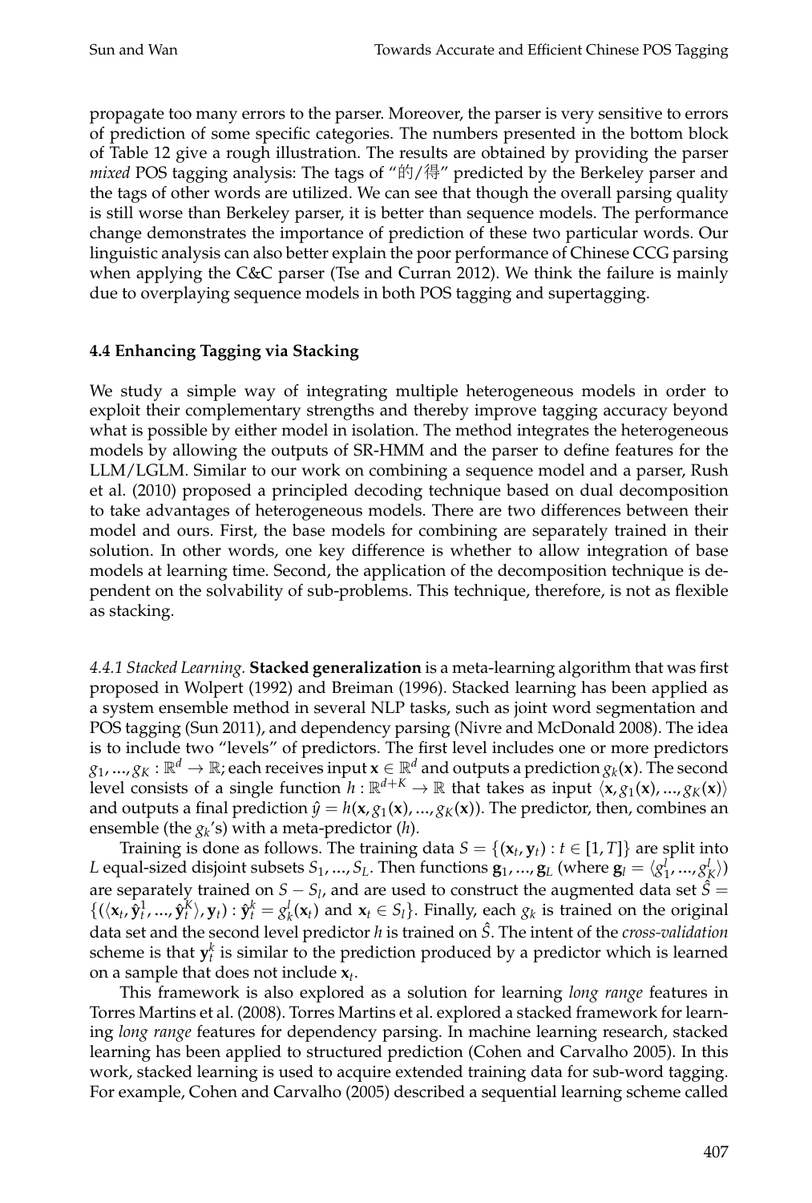propagate too many errors to the parser. Moreover, the parser is very sensitive to errors of prediction of some specific categories. The numbers presented in the bottom block of Table 12 give a rough illustration. The results are obtained by providing the parser *mixed* POS tagging analysis: The tags of "的/得" predicted by the Berkeley parser and the tags of other words are utilized. We can see that though the overall parsing quality is still worse than Berkeley parser, it is better than sequence models. The performance change demonstrates the importance of prediction of these two particular words. Our linguistic analysis can also better explain the poor performance of Chinese CCG parsing when applying the C&C parser (Tse and Curran 2012). We think the failure is mainly due to overplaying sequence models in both POS tagging and supertagging.

### 4.4 Enhancing Tagging via Stacking

We study a simple way of integrating multiple heterogeneous models in order to exploit their complementary strengths and thereby improve tagging accuracy beyond what is possible by either model in isolation. The method integrates the heterogeneous models by allowing the outputs of SR-HMM and the parser to define features for the LLM/LGLM. Similar to our work on combining a sequence model and a parser, Rush et al. (2010) proposed a principled decoding technique based on dual decomposition to take advantages of heterogeneous models. There are two differences between their model and ours. First, the base models for combining are separately trained in their solution. In other words, one key difference is whether to allow integration of base models at learning time. Second, the application of the decomposition technique is dependent on the solvability of sub-problems. This technique, therefore, is not as flexible as stacking.

*4.4.1 Stacked Learning.* **Stacked generalization** is a meta-learning algorithm that was first proposed in Wolpert (1992) and Breiman (1996). Stacked learning has been applied as a system ensemble method in several NLP tasks, such as joint word segmentation and POS tagging (Sun 2011), and dependency parsing (Nivre and McDonald 2008). The idea is to include two "levels" of predictors. The first level includes one or more predictors $g_1, ..., g_K : \mathbb{R}^d \to \mathbb{R}$; each receives input $\mathbf{x} \in \mathbb{R}^d$ and outputs a prediction $g_k(\mathbf{x})$. The second level consists of a single function $h : \mathbb{R}^{d+K} \to \mathbb{R}$ that takes as input $\langle \mathbf{x}, g_1(\mathbf{x}), ..., g_K(\mathbf{x}) \rangle$ and outputs a final prediction $\hat{y} = h(\mathbf{x}, g_1(\mathbf{x}), ..., g_K(\mathbf{x}))$. The predictor, then, combines an ensemble (the $g_k$'s) with a meta-predictor ($h$).

Training is done as follows. The training data $S = \{(\mathbf{x}_t, \mathbf{y}_t) : t \in [1, T]\}$ are split into $L$ equal-sized disjoint subsets $S_1, ..., S_L$. Then functions $\mathbf{g}_1, ..., \mathbf{g}_L$ (where $\mathbf{g}_l = \langle g_1^l, ..., g_K^l \rangle$) are separately trained on $S - S_l$, and are used to construct the augmented data set $\hat{S} = \{(\langle \mathbf{x}_t, \hat{\mathbf{y}}_t^1, ..., \hat{\mathbf{y}}_t^K \rangle, \mathbf{y}_t) : \hat{\mathbf{y}}_t^k = g_k^l(\mathbf{x}_t) \text{ and } \mathbf{x}_t \in S_l\}$. Finally, each $g_k$ is trained on the original data set and the second level predictor $h$ is trained on $\hat{S}$. The intent of the *cross-validation* scheme is that $\mathbf{y}_t^k$ is similar to the prediction produced by a predictor which is learned on a sample that does not include $\mathbf{x}_t$.

This framework is also explored as a solution for learning *long range* features in Torres Martins et al. (2008). Torres Martins et al. explored a stacked framework for learning *long range* features for dependency parsing. In machine learning research, stacked learning has been applied to structured prediction (Cohen and Carvalho 2005). In this work, stacked learning is used to acquire extended training data for sub-word tagging. For example, Cohen and Carvalho (2005) described a sequential learning scheme called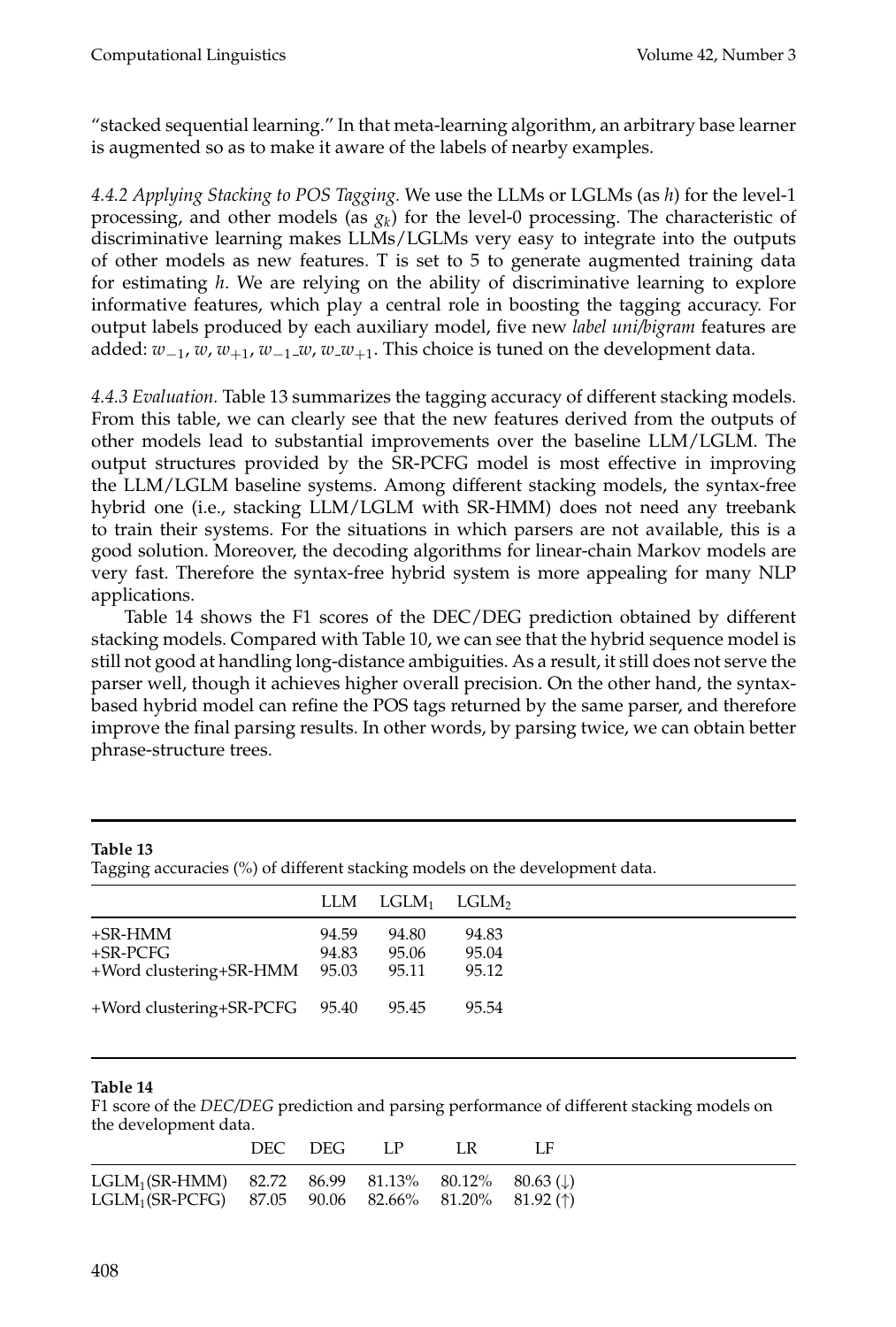"stacked sequential learning." In that meta-learning algorithm, an arbitrary base learner is augmented so as to make it aware of the labels of nearby examples.

*4.4.2 Applying Stacking to POS Tagging.* We use the LLMs or LGLMs (as $h$) for the level-1 processing, and other models (as $g_k$) for the level-0 processing. The characteristic of discriminative learning makes LLMs/LGLMs very easy to integrate into the outputs of other models as new features. T is set to 5 to generate augmented training data for estimating $h$. We are relying on the ability of discriminative learning to explore informative features, which play a central role in boosting the tagging accuracy. For output labels produced by each auxiliary model, five new *label uni/bigram* features are added: $w_{-1}$, $w$, $w_{+1}$, $w_{-1}\_w$, $w\_w_{+1}$. This choice is tuned on the development data.

*4.4.3 Evaluation.* Table 13 summarizes the tagging accuracy of different stacking models. From this table, we can clearly see that the new features derived from the outputs of other models lead to substantial improvements over the baseline LLM/LGLM. The output structures provided by the SR-PCFG model is most effective in improving the LLM/LGLM baseline systems. Among different stacking models, the syntax-free hybrid one (i.e., stacking LLM/LGLM with SR-HMM) does not need any treebank to train their systems. For the situations in which parsers are not available, this is a good solution. Moreover, the decoding algorithms for linear-chain Markov models are very fast. Therefore the syntax-free hybrid system is more appealing for many NLP applications.

Table 14 shows the F1 scores of the DEC/DEG prediction obtained by different stacking models. Compared with Table 10, we can see that the hybrid sequence model is still not good at handling long-distance ambiguities. As a result, it still does not serve the parser well, though it achieves higher overall precision. On the other hand, the syntax-based hybrid model can refine the POS tags returned by the same parser, and therefore improve the final parsing results. In other words, by parsing twice, we can obtain better phrase-structure trees.

**Table 13**
Tagging accuracies (%) of different stacking models on the development data.

| | LLM | $LGLM_1$ | $LGLM_2$ |
|---|---|---|---|
| +SR-HMM | 94.59 | 94.80 | 94.83 |
| +SR-PCFG | 94.83 | 95.06 | 95.04 |
| +Word clustering+SR-HMM | 95.03 | 95.11 | 95.12 |
| +Word clustering+SR-PCFG | 95.40 | 95.45 | 95.54 |

**Table 14**
F1 score of the *DEC/DEG* prediction and parsing performance of different stacking models on the development data.

| | DEC | DEG | LP | LR | LF |
|---|---|---|---|---|---|
| $LGLM_1$(SR-HMM) | 82.72 | 86.99 | 81.13% | 80.12% | 80.63 (↓) |
| $LGLM_1$(SR-PCFG) | 87.05 | 90.06 | 82.66% | 81.20% | 81.92 (↑) |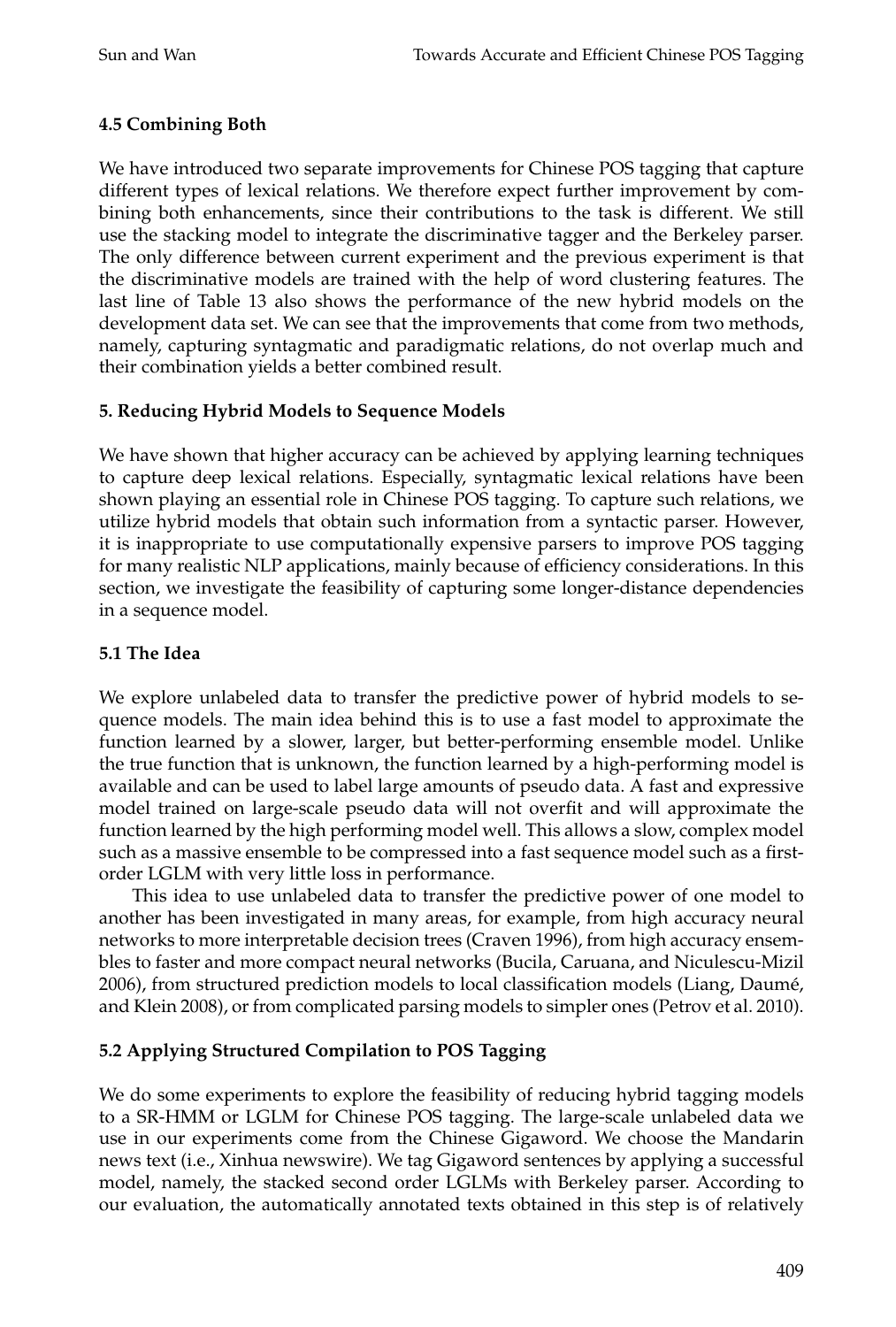### 4.5 Combining Both

We have introduced two separate improvements for Chinese POS tagging that capture different types of lexical relations. We therefore expect further improvement by combining both enhancements, since their contributions to the task is different. We still use the stacking model to integrate the discriminative tagger and the Berkeley parser. The only difference between current experiment and the previous experiment is that the discriminative models are trained with the help of word clustering features. The last line of Table 13 also shows the performance of the new hybrid models on the development data set. We can see that the improvements that come from two methods, namely, capturing syntagmatic and paradigmatic relations, do not overlap much and their combination yields a better combined result.

## 5. Reducing Hybrid Models to Sequence Models

We have shown that higher accuracy can be achieved by applying learning techniques to capture deep lexical relations. Especially, syntagmatic lexical relations have been shown playing an essential role in Chinese POS tagging. To capture such relations, we utilize hybrid models that obtain such information from a syntactic parser. However, it is inappropriate to use computationally expensive parsers to improve POS tagging for many realistic NLP applications, mainly because of efficiency considerations. In this section, we investigate the feasibility of capturing some longer-distance dependencies in a sequence model.

### 5.1 The Idea

We explore unlabeled data to transfer the predictive power of hybrid models to sequence models. The main idea behind this is to use a fast model to approximate the function learned by a slower, larger, but better-performing ensemble model. Unlike the true function that is unknown, the function learned by a high-performing model is available and can be used to label large amounts of pseudo data. A fast and expressive model trained on large-scale pseudo data will not overfit and will approximate the function learned by the high performing model well. This allows a slow, complex model such as a massive ensemble to be compressed into a fast sequence model such as a first-order LGLM with very little loss in performance.

This idea to use unlabeled data to transfer the predictive power of one model to another has been investigated in many areas, for example, from high accuracy neural networks to more interpretable decision trees (Craven 1996), from high accuracy ensembles to faster and more compact neural networks (Bucila, Caruana, and Niculescu-Mizil 2006), from structured prediction models to local classification models (Liang, Daumé, and Klein 2008), or from complicated parsing models to simpler ones (Petrov et al. 2010).

### 5.2 Applying Structured Compilation to POS Tagging

We do some experiments to explore the feasibility of reducing hybrid tagging models to a SR-HMM or LGLM for Chinese POS tagging. The large-scale unlabeled data we use in our experiments come from the Chinese Gigaword. We choose the Mandarin news text (i.e., Xinhua newswire). We tag Gigaword sentences by applying a successful model, namely, the stacked second order LGLMs with Berkeley parser. According to our evaluation, the automatically annotated texts obtained in this step is of relatively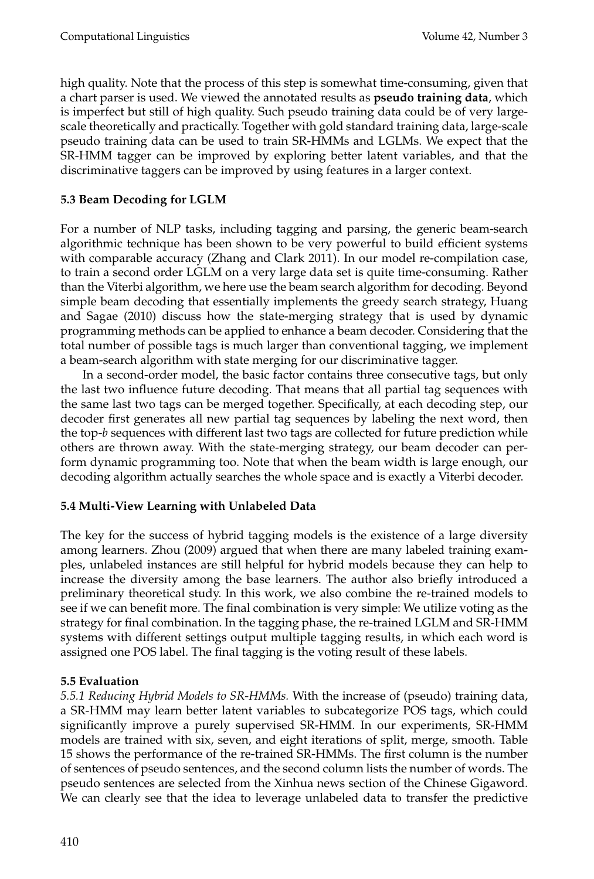high quality. Note that the process of this step is somewhat time-consuming, given that a chart parser is used. We viewed the annotated results as **pseudo training data**, which is imperfect but still of high quality. Such pseudo training data could be of very large-scale theoretically and practically. Together with gold standard training data, large-scale pseudo training data can be used to train SR-HMMs and LGLMs. We expect that the SR-HMM tagger can be improved by exploring better latent variables, and that the discriminative taggers can be improved by using features in a larger context.

### 5.3 Beam Decoding for LGLM

For a number of NLP tasks, including tagging and parsing, the generic beam-search algorithmic technique has been shown to be very powerful to build efficient systems with comparable accuracy (Zhang and Clark 2011). In our model re-compilation case, to train a second order LGLM on a very large data set is quite time-consuming. Rather than the Viterbi algorithm, we here use the beam search algorithm for decoding. Beyond simple beam decoding that essentially implements the greedy search strategy, Huang and Sagae (2010) discuss how the state-merging strategy that is used by dynamic programming methods can be applied to enhance a beam decoder. Considering that the total number of possible tags is much larger than conventional tagging, we implement a beam-search algorithm with state merging for our discriminative tagger.

In a second-order model, the basic factor contains three consecutive tags, but only the last two influence future decoding. That means that all partial tag sequences with the same last two tags can be merged together. Specifically, at each decoding step, our decoder first generates all new partial tag sequences by labeling the next word, then the top-*b* sequences with different last two tags are collected for future prediction while others are thrown away. With the state-merging strategy, our beam decoder can perform dynamic programming too. Note that when the beam width is large enough, our decoding algorithm actually searches the whole space and is exactly a Viterbi decoder.

### 5.4 Multi-View Learning with Unlabeled Data

The key for the success of hybrid tagging models is the existence of a large diversity among learners. Zhou (2009) argued that when there are many labeled training examples, unlabeled instances are still helpful for hybrid models because they can help to increase the diversity among the base learners. The author also briefly introduced a preliminary theoretical study. In this work, we also combine the re-trained models to see if we can benefit more. The final combination is very simple: We utilize voting as the strategy for final combination. In the tagging phase, the re-trained LGLM and SR-HMM systems with different settings output multiple tagging results, in which each word is assigned one POS label. The final tagging is the voting result of these labels.

### 5.5 Evaluation

*5.5.1 Reducing Hybrid Models to SR-HMMs.* With the increase of (pseudo) training data, a SR-HMM may learn better latent variables to subcategorize POS tags, which could significantly improve a purely supervised SR-HMM. In our experiments, SR-HMM models are trained with six, seven, and eight iterations of split, merge, smooth. Table 15 shows the performance of the re-trained SR-HMMs. The first column is the number of sentences of pseudo sentences, and the second column lists the number of words. The pseudo sentences are selected from the Xinhua news section of the Chinese Gigaword. We can clearly see that the idea to leverage unlabeled data to transfer the predictive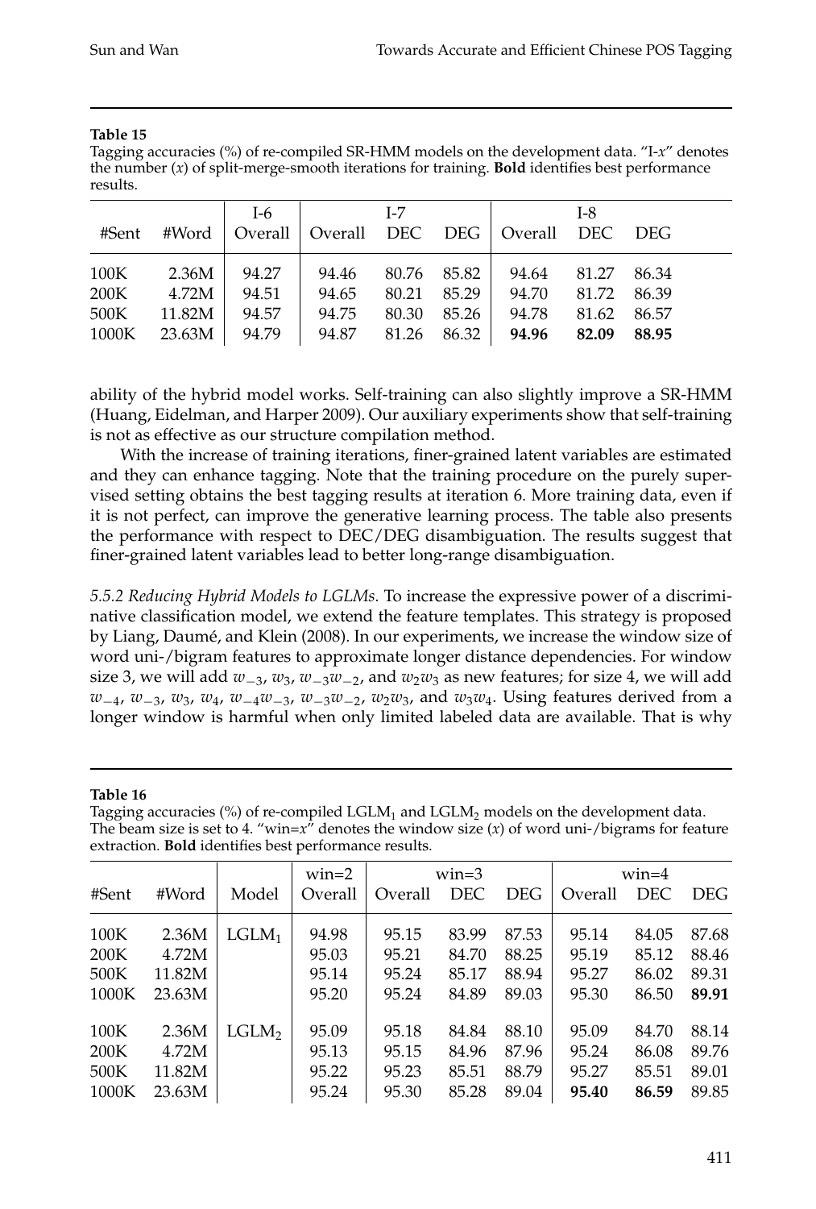**Table 15**

Tagging accuracies (%) of re-compiled SR-HMM models on the development data. "I-*x*" denotes the number (*x*) of split-merge-smooth iterations for training. **Bold** identifies best performance results.

| | | I-6 | I-7 | | | I-8 | | |
|---|---|---|---|---|---|---|---|---|
| #Sent | #Word | Overall | Overall | DEC | DEG | Overall | DEC | DEG |
| 100K | 2.36M | 94.27 | 94.46 | 80.76 | 85.82 | 94.64 | 81.27 | 86.34 |
| 200K | 4.72M | 94.51 | 94.65 | 80.21 | 85.29 | 94.70 | 81.72 | 86.39 |
| 500K | 11.82M | 94.57 | 94.75 | 80.30 | 85.26 | 94.78 | 81.62 | 86.57 |
| 1000K | 23.63M | 94.79 | 94.87 | 81.26 | 86.32 | **94.96** | **82.09** | **88.95** |

ability of the hybrid model works. Self-training can also slightly improve a SR-HMM (Huang, Eidelman, and Harper 2009). Our auxiliary experiments show that self-training is not as effective as our structure compilation method.

With the increase of training iterations, finer-grained latent variables are estimated and they can enhance tagging. Note that the training procedure on the purely supervised setting obtains the best tagging results at iteration 6. More training data, even if it is not perfect, can improve the generative learning process. The table also presents the performance with respect to DEC/DEG disambiguation. The results suggest that finer-grained latent variables lead to better long-range disambiguation.

*5.5.2 Reducing Hybrid Models to LGLMs.* To increase the expressive power of a discriminative classification model, we extend the feature templates. This strategy is proposed by Liang, Daumé, and Klein (2008). In our experiments, we increase the window size of word uni-/bigram features to approximate longer distance dependencies. For window size 3, we will add $w_{-3}$, $w_3$, $w_{-3}w_{-2}$, and $w_2w_3$ as new features; for size 4, we will add $w_{-4}$, $w_{-3}$, $w_3$, $w_4$, $w_{-4}w_{-3}$, $w_{-3}w_{-2}$, $w_2w_3$, and $w_3w_4$. Using features derived from a longer window is harmful when only limited labeled data are available. That is why

**Table 16**

Tagging accuracies (%) of re-compiled LGLM$_1$ and LGLM$_2$ models on the development data. The beam size is set to 4. "win=*x*" denotes the window size (*x*) of word uni-/bigrams for feature extraction. **Bold** identifies best performance results.

| | | | win=2 | win=3 | | | win=4 | | |
|---|---|---|---|---|---|---|---|---|---|
| #Sent | #Word | Model | Overall | Overall | DEC | DEG | Overall | DEC | DEG |
| 100K | 2.36M | LGLM$_1$ | 94.98 | 95.15 | 83.99 | 87.53 | 95.14 | 84.05 | 87.68 |
| 200K | 4.72M | | 95.03 | 95.21 | 84.70 | 88.25 | 95.19 | 85.12 | 88.46 |
| 500K | 11.82M | | 95.14 | 95.24 | 85.17 | 88.94 | 95.27 | 86.02 | 89.31 |
| 1000K | 23.63M | | 95.20 | 95.24 | 84.89 | 89.03 | 95.30 | 86.50 | **89.91** |
| 100K | 2.36M | LGLM$_2$ | 95.09 | 95.18 | 84.84 | 88.10 | 95.09 | 84.70 | 88.14 |
| 200K | 4.72M | | 95.13 | 95.15 | 84.96 | 87.96 | 95.24 | 86.08 | 89.76 |
| 500K | 11.82M | | 95.22 | 95.23 | 85.51 | 88.79 | 95.27 | 85.51 | 89.01 |
| 1000K | 23.63M | | 95.24 | 95.30 | 85.28 | 89.04 | **95.40** | **86.59** | 89.85 |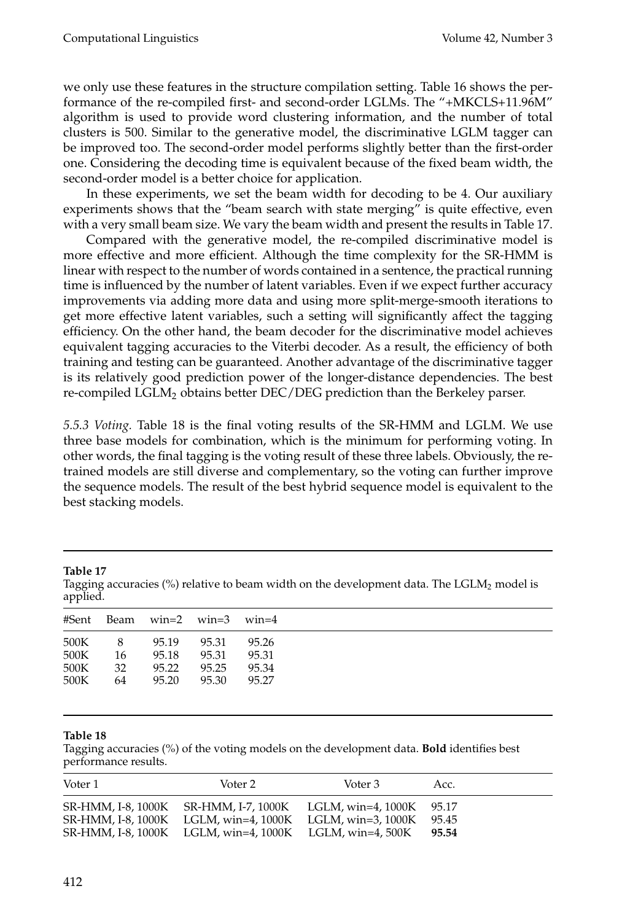we only use these features in the structure compilation setting. Table 16 shows the performance of the re-compiled first- and second-order LGLMs. The "+MKCLS+11.96M" algorithm is used to provide word clustering information, and the number of total clusters is 500. Similar to the generative model, the discriminative LGLM tagger can be improved too. The second-order model performs slightly better than the first-order one. Considering the decoding time is equivalent because of the fixed beam width, the second-order model is a better choice for application.

In these experiments, we set the beam width for decoding to be 4. Our auxiliary experiments shows that the "beam search with state merging" is quite effective, even with a very small beam size. We vary the beam width and present the results in Table 17.

Compared with the generative model, the re-compiled discriminative model is more effective and more efficient. Although the time complexity for the SR-HMM is linear with respect to the number of words contained in a sentence, the practical running time is influenced by the number of latent variables. Even if we expect further accuracy improvements via adding more data and using more split-merge-smooth iterations to get more effective latent variables, such a setting will significantly affect the tagging efficiency. On the other hand, the beam decoder for the discriminative model achieves equivalent tagging accuracies to the Viterbi decoder. As a result, the efficiency of both training and testing can be guaranteed. Another advantage of the discriminative tagger is its relatively good prediction power of the longer-distance dependencies. The best re-compiled $\text{LGLM}_2$ obtains better DEC/DEG prediction than the Berkeley parser.

*5.5.3 Voting.* Table 18 is the final voting results of the SR-HMM and LGLM. We use three base models for combination, which is the minimum for performing voting. In other words, the final tagging is the voting result of these three labels. Obviously, the re-trained models are still diverse and complementary, so the voting can further improve the sequence models. The result of the best hybrid sequence model is equivalent to the best stacking models.

**Table 17**
Tagging accuracies (%) relative to beam width on the development data. The $\text{LGLM}_2$ model is applied.

| #Sent | Beam | win=2 | win=3 | win=4 |
|---|---|---|---|---|
| 500K | 8 | 95.19 | 95.31 | 95.26 |
| 500K | 16 | 95.18 | 95.31 | 95.31 |
| 500K | 32 | 95.22 | 95.25 | 95.34 |
| 500K | 64 | 95.20 | 95.30 | 95.27 |

**Table 18**
Tagging accuracies (%) of the voting models on the development data. **Bold** identifies best performance results.

| Voter 1 | Voter 2 | Voter 3 | Acc. |
|---|---|---|---|
| SR-HMM, I-8, 1000K | SR-HMM, I-7, 1000K | LGLM, win=4, 1000K | 95.17 |
| SR-HMM, I-8, 1000K | LGLM, win=4, 1000K | LGLM, win=3, 1000K | 95.45 |
| SR-HMM, I-8, 1000K | LGLM, win=4, 1000K | LGLM, win=4, 500K | **95.54** |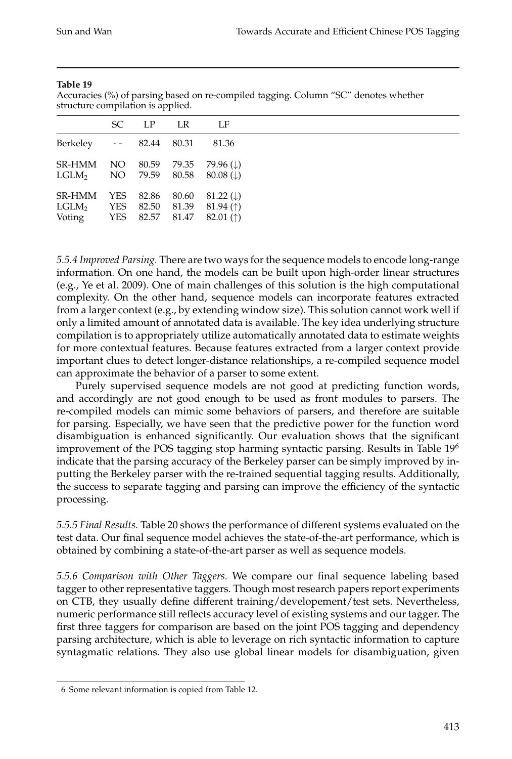**Table 19**
Accuracies (%) of parsing based on re-compiled tagging. Column "SC" denotes whether structure compilation is applied.

| | SC | LP | LR | LF |
|---|---|---|---|---|
| Berkeley | - - | 82.44 | 80.31 | 81.36 |
| SR-HMM | NO | 80.59 | 79.35 | 79.96 (↓) |
| $LGLM_2$ | NO | 79.59 | 80.58 | 80.08 (↓) |
| SR-HMM | YES | 82.86 | 80.60 | 81.22 (↓) |
| $LGLM_2$ | YES | 82.50 | 81.39 | 81.94 (↑) |
| Voting | YES | 82.57 | 81.47 | 82.01 (↑) |

*5.5.4 Improved Parsing.* There are two ways for the sequence models to encode long-range information. On one hand, the models can be built upon high-order linear structures (e.g., Ye et al. 2009). One of main challenges of this solution is the high computational complexity. On the other hand, sequence models can incorporate features extracted from a larger context (e.g., by extending window size). This solution cannot work well if only a limited amount of annotated data is available. The key idea underlying structure compilation is to appropriately utilize automatically annotated data to estimate weights for more contextual features. Because features extracted from a larger context provide important clues to detect longer-distance relationships, a re-compiled sequence model can approximate the behavior of a parser to some extent.

Purely supervised sequence models are not good at predicting function words, and accordingly are not good enough to be used as front modules to parsers. The re-compiled models can mimic some behaviors of parsers, and therefore are suitable for parsing. Especially, we have seen that the predictive power for the function word disambiguation is enhanced significantly. Our evaluation shows that the significant improvement of the POS tagging stop harming syntactic parsing. Results in Table 19[6] indicate that the parsing accuracy of the Berkeley parser can be simply improved by inputting the Berkeley parser with the re-trained sequential tagging results. Additionally, the success to separate tagging and parsing can improve the efficiency of the syntactic processing.

*5.5.5 Final Results.* Table 20 shows the performance of different systems evaluated on the test data. Our final sequence model achieves the state-of-the-art performance, which is obtained by combining a state-of-the-art parser as well as sequence models.

*5.5.6 Comparison with Other Taggers.* We compare our final sequence labeling based tagger to other representative taggers. Though most research papers report experiments on CTB, they usually define different training/developement/test sets. Nevertheless, numeric performance still reflects accuracy level of existing systems and our tagger. The first three taggers for comparison are based on the joint POS tagging and dependency parsing architecture, which is able to leverage on rich syntactic information to capture syntagmatic relations. They also use global linear models for disambiguation, given

6 Some relevant information is copied from Table 12.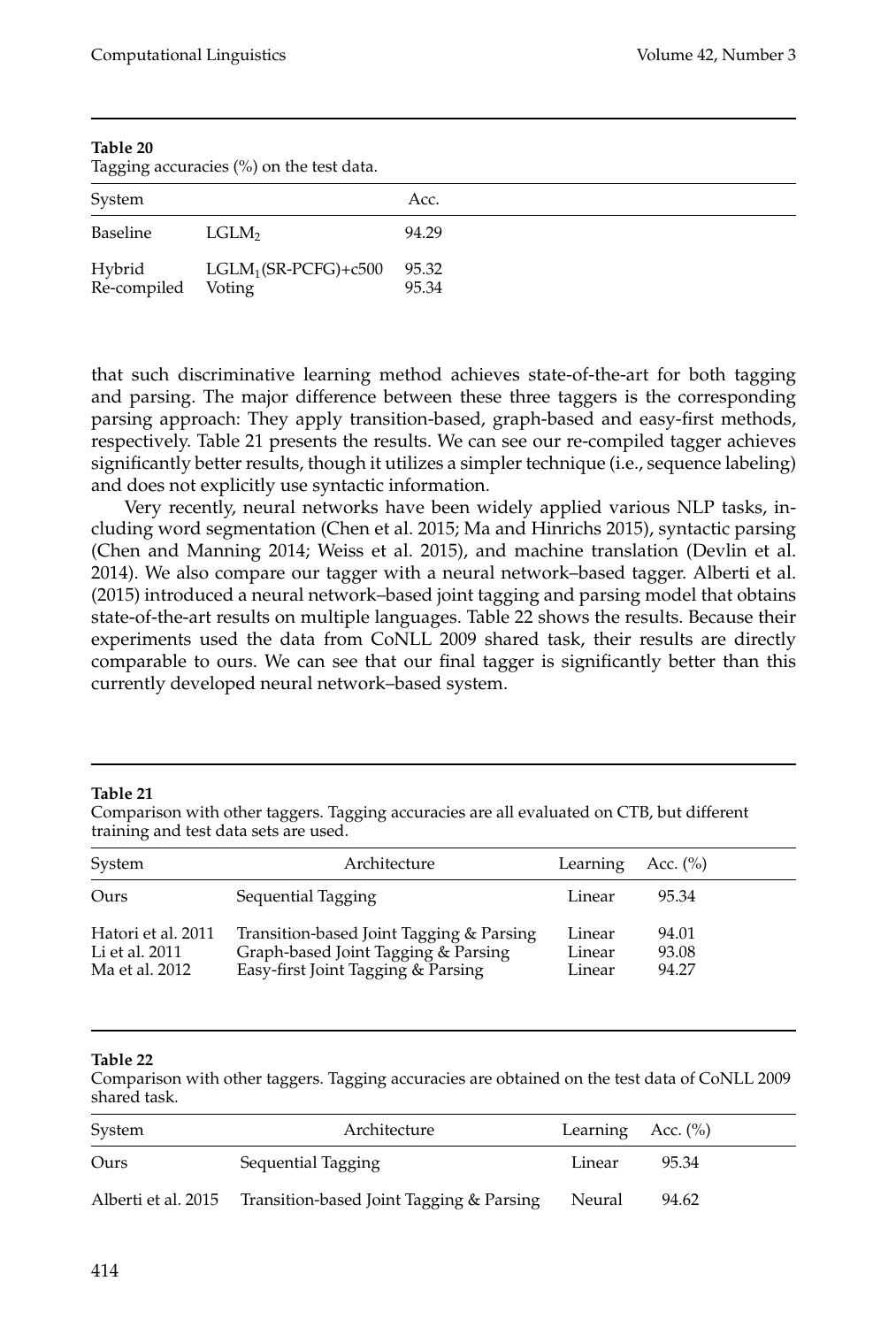**Table 20**
Tagging accuracies (%) on the test data.

| System | | Acc. |
|---|---|---|
| Baseline | $LGLM_2$ | 94.29 |
| Hybrid | $LGLM_1$(SR-PCFG)+c500 | 95.32 |
| Re-compiled | Voting | 95.34 |

that such discriminative learning method achieves state-of-the-art for both tagging and parsing. The major difference between these three taggers is the corresponding parsing approach: They apply transition-based, graph-based and easy-first methods, respectively. Table 21 presents the results. We can see our re-compiled tagger achieves significantly better results, though it utilizes a simpler technique (i.e., sequence labeling) and does not explicitly use syntactic information.

Very recently, neural networks have been widely applied various NLP tasks, including word segmentation (Chen et al. 2015; Ma and Hinrichs 2015), syntactic parsing (Chen and Manning 2014; Weiss et al. 2015), and machine translation (Devlin et al. 2014). We also compare our tagger with a neural network–based tagger. Alberti et al. (2015) introduced a neural network–based joint tagging and parsing model that obtains state-of-the-art results on multiple languages. Table 22 shows the results. Because their experiments used the data from CoNLL 2009 shared task, their results are directly comparable to ours. We can see that our final tagger is significantly better than this currently developed neural network–based system.

**Table 21**
Comparison with other taggers. Tagging accuracies are all evaluated on CTB, but different training and test data sets are used.

| System | Architecture | Learning | Acc. (%) |
|---|---|---|---|
| Ours | Sequential Tagging | Linear | 95.34 |
| Hatori et al. 2011 | Transition-based Joint Tagging & Parsing | Linear | 94.01 |
| Li et al. 2011 | Graph-based Joint Tagging & Parsing | Linear | 93.08 |
| Ma et al. 2012 | Easy-first Joint Tagging & Parsing | Linear | 94.27 |

**Table 22**
Comparison with other taggers. Tagging accuracies are obtained on the test data of CoNLL 2009 shared task.

| System | Architecture | Learning | Acc. (%) |
|---|---|---|---|
| Ours | Sequential Tagging | Linear | 95.34 |
| Alberti et al. 2015 | Transition-based Joint Tagging & Parsing | Neural | 94.62 |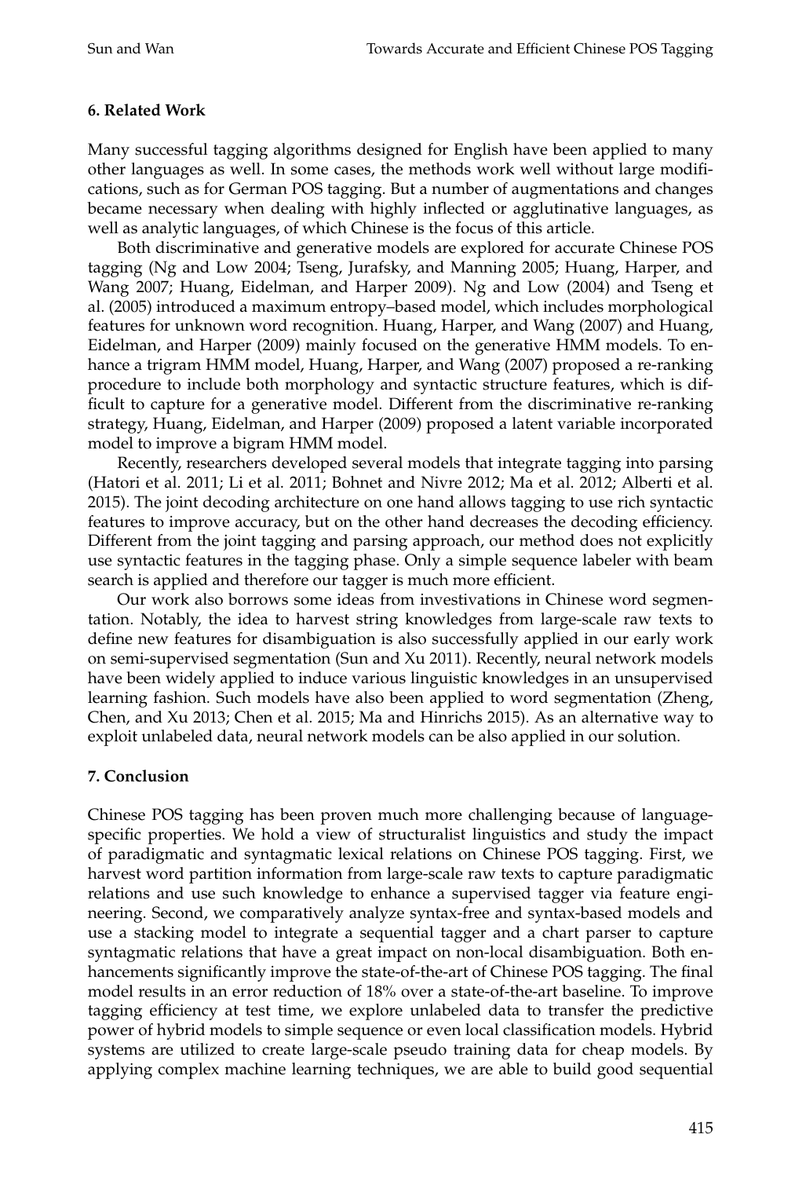## 6. Related Work

Many successful tagging algorithms designed for English have been applied to many other languages as well. In some cases, the methods work well without large modifications, such as for German POS tagging. But a number of augmentations and changes became necessary when dealing with highly inflected or agglutinative languages, as well as analytic languages, of which Chinese is the focus of this article.

Both discriminative and generative models are explored for accurate Chinese POS tagging (Ng and Low 2004; Tseng, Jurafsky, and Manning 2005; Huang, Harper, and Wang 2007; Huang, Eidelman, and Harper 2009). Ng and Low (2004) and Tseng et al. (2005) introduced a maximum entropy–based model, which includes morphological features for unknown word recognition. Huang, Harper, and Wang (2007) and Huang, Eidelman, and Harper (2009) mainly focused on the generative HMM models. To enhance a trigram HMM model, Huang, Harper, and Wang (2007) proposed a re-ranking procedure to include both morphology and syntactic structure features, which is difficult to capture for a generative model. Different from the discriminative re-ranking strategy, Huang, Eidelman, and Harper (2009) proposed a latent variable incorporated model to improve a bigram HMM model.

Recently, researchers developed several models that integrate tagging into parsing (Hatori et al. 2011; Li et al. 2011; Bohnet and Nivre 2012; Ma et al. 2012; Alberti et al. 2015). The joint decoding architecture on one hand allows tagging to use rich syntactic features to improve accuracy, but on the other hand decreases the decoding efficiency. Different from the joint tagging and parsing approach, our method does not explicitly use syntactic features in the tagging phase. Only a simple sequence labeler with beam search is applied and therefore our tagger is much more efficient.

Our work also borrows some ideas from investigations in Chinese word segmentation. Notably, the idea to harvest string knowledges from large-scale raw texts to define new features for disambiguation is also successfully applied in our early work on semi-supervised segmentation (Sun and Xu 2011). Recently, neural network models have been widely applied to induce various linguistic knowledges in an unsupervised learning fashion. Such models have also been applied to word segmentation (Zheng, Chen, and Xu 2013; Chen et al. 2015; Ma and Hinrichs 2015). As an alternative way to exploit unlabeled data, neural network models can be also applied in our solution.

## 7. Conclusion

Chinese POS tagging has been proven much more challenging because of language-specific properties. We hold a view of structuralist linguistics and study the impact of paradigmatic and syntagmatic lexical relations on Chinese POS tagging. First, we harvest word partition information from large-scale raw texts to capture paradigmatic relations and use such knowledge to enhance a supervised tagger via feature engineering. Second, we comparatively analyze syntax-free and syntax-based models and use a stacking model to integrate a sequential tagger and a chart parser to capture syntagmatic relations that have a great impact on non-local disambiguation. Both enhancements significantly improve the state-of-the-art of Chinese POS tagging. The final model results in an error reduction of 18% over a state-of-the-art baseline. To improve tagging efficiency at test time, we explore unlabeled data to transfer the predictive power of hybrid models to simple sequence or even local classification models. Hybrid systems are utilized to create large-scale pseudo training data for cheap models. By applying complex machine learning techniques, we are able to build good sequential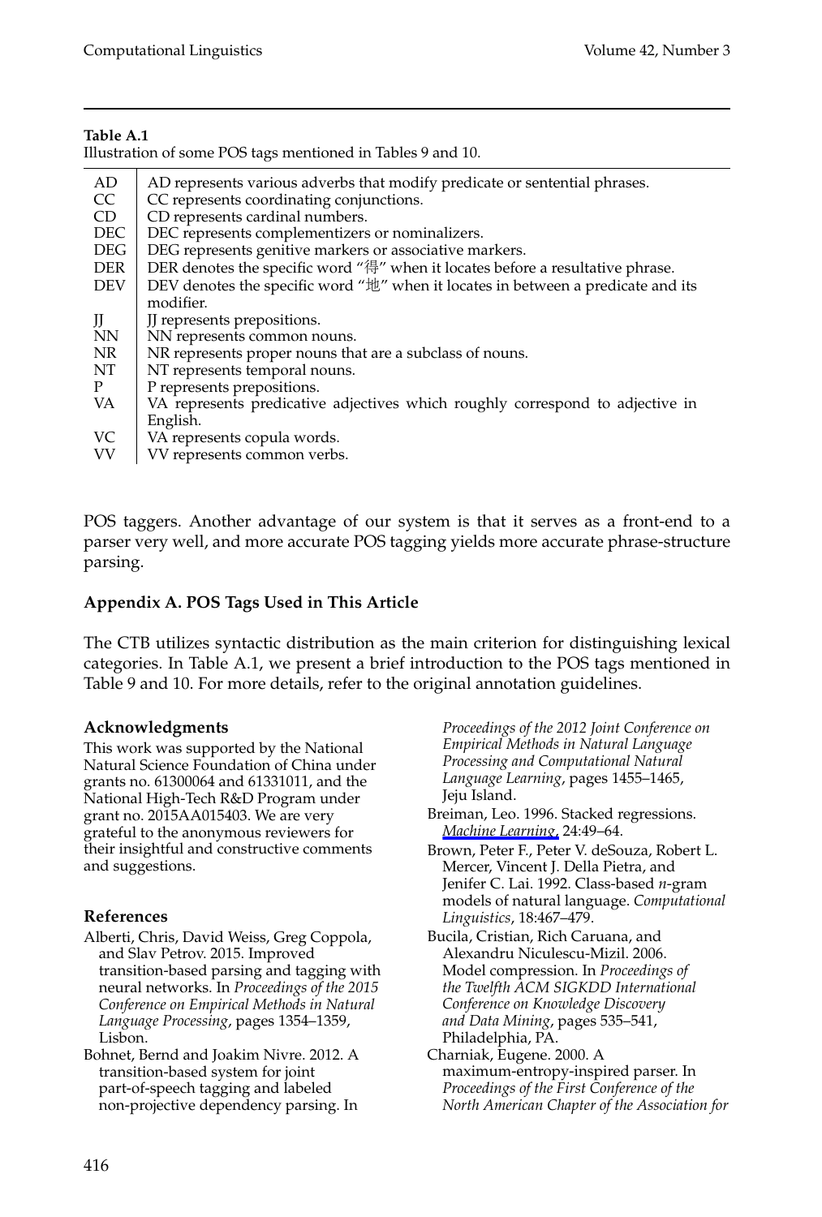**Table A.1**
Illustration of some POS tags mentioned in Tables 9 and 10.

| | |
|---|---|
| AD | AD represents various adverbs that modify predicate or sentential phrases. |
| CC | CC represents coordinating conjunctions. |
| CD | CD represents cardinal numbers. |
| DEC | DEC represents complementizers or nominalizers. |
| DEG | DEG represents genitive markers or associative markers. |
| DER | DER denotes the specific word “得” when it locates before a resultative phrase. |
| DEV | DEV denotes the specific word “地” when it locates in between a predicate and its modifier. |
| JJ | JJ represents prepositions. |
| NN | NN represents common nouns. |
| NR | NR represents proper nouns that are a subclass of nouns. |
| NT | NT represents temporal nouns. |
| P | P represents prepositions. |
| VA | VA represents predicative adjectives which roughly correspond to adjective in English. |
| VC | VA represents copula words. |
| VV | VV represents common verbs. |

POS taggers. Another advantage of our system is that it serves as a front-end to a parser very well, and more accurate POS tagging yields more accurate phrase-structure parsing.

## Appendix A. POS Tags Used in This Article

The CTB utilizes syntactic distribution as the main criterion for distinguishing lexical categories. In Table A.1, we present a brief introduction to the POS tags mentioned in Table 9 and 10. For more details, refer to the original annotation guidelines.

### Acknowledgments

This work was supported by the National Natural Science Foundation of China under grants no. 61300064 and 61331011, and the National High-Tech R&D Program under grant no. 2015AA015403. We are very grateful to the anonymous reviewers for their insightful and constructive comments and suggestions.

### References

Alberti, Chris, David Weiss, Greg Coppola, and Slav Petrov. 2015. Improved transition-based parsing and tagging with neural networks. In *Proceedings of the 2015 Conference on Empirical Methods in Natural Language Processing*, pages 1354–1359, Lisbon.

Bohnet, Bernd and Joakim Nivre. 2012. A transition-based system for joint part-of-speech tagging and labeled non-projective dependency parsing. In *Proceedings of the 2012 Joint Conference on Empirical Methods in Natural Language Processing and Computational Natural Language Learning*, pages 1455–1465, Jeju Island.

Breiman, Leo. 1996. Stacked regressions. *Machine Learning*, 24:49–64.

Brown, Peter F., Peter V. deSouza, Robert L. Mercer, Vincent J. Della Pietra, and Jenifer C. Lai. 1992. Class-based *n*-gram models of natural language. *Computational Linguistics*, 18:467–479.

Bucila, Cristian, Rich Caruana, and Alexandru Niculescu-Mizil. 2006. Model compression. In *Proceedings of the Twelfth ACM SIGKDD International Conference on Knowledge Discovery and Data Mining*, pages 535–541, Philadelphia, PA.

Charniak, Eugene. 2000. A maximum-entropy-inspired parser. In *Proceedings of the First Conference of the North American Chapter of the Association for*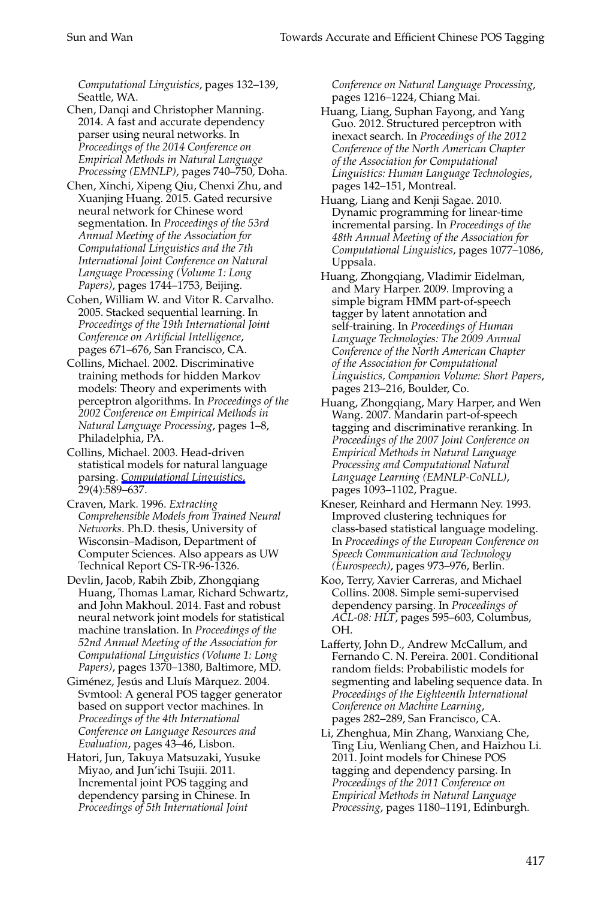*Computational Linguistics*, pages 132–139, Seattle, WA.

Chen, Danqi and Christopher Manning. 2014. A fast and accurate dependency parser using neural networks. In *Proceedings of the 2014 Conference on Empirical Methods in Natural Language Processing (EMNLP)*, pages 740–750, Doha.

Chen, Xinchi, Xipeng Qiu, Chenxi Zhu, and Xuanjing Huang. 2015. Gated recursive neural network for Chinese word segmentation. In *Proceedings of the 53rd Annual Meeting of the Association for Computational Linguistics and the 7th International Joint Conference on Natural Language Processing (Volume 1: Long Papers)*, pages 1744–1753, Beijing.

Cohen, William W. and Vitor R. Carvalho. 2005. Stacked sequential learning. In *Proceedings of the 19th International Joint Conference on Artificial Intelligence*, pages 671–676, San Francisco, CA.

Collins, Michael. 2002. Discriminative training methods for hidden Markov models: Theory and experiments with perceptron algorithms. In *Proceedings of the 2002 Conference on Empirical Methods in Natural Language Processing*, pages 1–8, Philadelphia, PA.

Collins, Michael. 2003. Head-driven statistical models for natural language parsing. *Computational Linguistics*, 29(4):589–637.

Craven, Mark. 1996. *Extracting Comprehensible Models from Trained Neural Networks*. Ph.D. thesis, University of Wisconsin–Madison, Department of Computer Sciences. Also appears as UW Technical Report CS-TR-96-1326.

Devlin, Jacob, Rabih Zbib, Zhongqiang Huang, Thomas Lamar, Richard Schwartz, and John Makhoul. 2014. Fast and robust neural network joint models for statistical machine translation. In *Proceedings of the 52nd Annual Meeting of the Association for Computational Linguistics (Volume 1: Long Papers)*, pages 1370–1380, Baltimore, MD.

Giménez, Jesús and Lluís Màrquez. 2004. Svmtool: A general POS tagger generator based on support vector machines. In *Proceedings of the 4th International Conference on Language Resources and Evaluation*, pages 43–46, Lisbon.

Hatori, Jun, Takuya Matsuzaki, Yusuke Miyao, and Jun'ichi Tsujii. 2011. Incremental joint POS tagging and dependency parsing in Chinese. In *Proceedings of 5th International Joint Conference on Natural Language Processing*, pages 1216–1224, Chiang Mai.

Huang, Liang, Suphan Fayong, and Yang Guo. 2012. Structured perceptron with inexact search. In *Proceedings of the 2012 Conference of the North American Chapter of the Association for Computational Linguistics: Human Language Technologies*, pages 142–151, Montreal.

Huang, Liang and Kenji Sagae. 2010. Dynamic programming for linear-time incremental parsing. In *Proceedings of the 48th Annual Meeting of the Association for Computational Linguistics*, pages 1077–1086, Uppsala.

Huang, Zhongqiang, Vladimir Eidelman, and Mary Harper. 2009. Improving a simple bigram HMM part-of-speech tagger by latent annotation and self-training. In *Proceedings of Human Language Technologies: The 2009 Annual Conference of the North American Chapter of the Association for Computational Linguistics, Companion Volume: Short Papers*, pages 213–216, Boulder, Co.

Huang, Zhongqiang, Mary Harper, and Wen Wang. 2007. Mandarin part-of-speech tagging and discriminative reranking. In *Proceedings of the 2007 Joint Conference on Empirical Methods in Natural Language Processing and Computational Natural Language Learning (EMNLP-CoNLL)*, pages 1093–1102, Prague.

Kneser, Reinhard and Hermann Ney. 1993. Improved clustering techniques for class-based statistical language modeling. In *Proceedings of the European Conference on Speech Communication and Technology (Eurospeech)*, pages 973–976, Berlin.

Koo, Terry, Xavier Carreras, and Michael Collins. 2008. Simple semi-supervised dependency parsing. In *Proceedings of ACL-08: HLT*, pages 595–603, Columbus, OH.

Lafferty, John D., Andrew McCallum, and Fernando C. N. Pereira. 2001. Conditional random fields: Probabilistic models for segmenting and labeling sequence data. In *Proceedings of the Eighteenth International Conference on Machine Learning*, pages 282–289, San Francisco, CA.

Li, Zhenghua, Min Zhang, Wanxiang Che, Ting Liu, Wenliang Chen, and Haizhou Li. 2011. Joint models for Chinese POS tagging and dependency parsing. In *Proceedings of the 2011 Conference on Empirical Methods in Natural Language Processing*, pages 1180–1191, Edinburgh.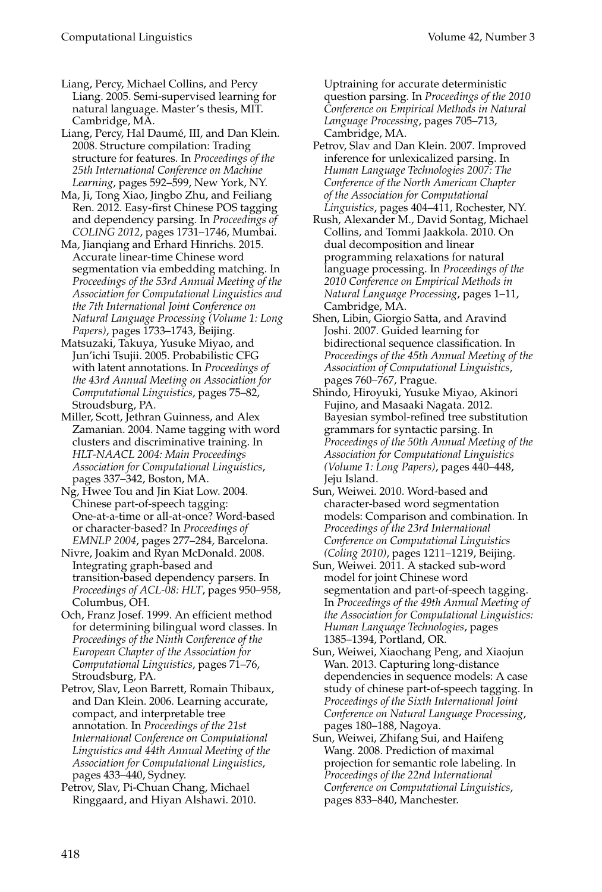Liang, Percy, Michael Collins, and Percy Liang. 2005. Semi-supervised learning for natural language. Master's thesis, MIT. Cambridge, MA.

Liang, Percy, Hal Daumé, III, and Dan Klein. 2008. Structure compilation: Trading structure for features. In *Proceedings of the 25th International Conference on Machine Learning*, pages 592–599, New York, NY.

Ma, Ji, Tong Xiao, Jingbo Zhu, and Feiliang Ren. 2012. Easy-first Chinese POS tagging and dependency parsing. In *Proceedings of COLING 2012*, pages 1731–1746, Mumbai.

Ma, Jianqiang and Erhard Hinrichs. 2015. Accurate linear-time Chinese word segmentation via embedding matching. In *Proceedings of the 53rd Annual Meeting of the Association for Computational Linguistics and the 7th International Joint Conference on Natural Language Processing (Volume 1: Long Papers)*, pages 1733–1743, Beijing.

Matsuzaki, Takuya, Yusuke Miyao, and Jun'ichi Tsujii. 2005. Probabilistic CFG with latent annotations. In *Proceedings of the 43rd Annual Meeting on Association for Computational Linguistics*, pages 75–82, Stroudsburg, PA.

Miller, Scott, Jethran Guinness, and Alex Zamanian. 2004. Name tagging with word clusters and discriminative training. In *HLT-NAACL 2004: Main Proceedings Association for Computational Linguistics*, pages 337–342, Boston, MA.

Ng, Hwee Tou and Jin Kiat Low. 2004. Chinese part-of-speech tagging: One-at-a-time or all-at-once? Word-based or character-based? In *Proceedings of EMNLP 2004*, pages 277–284, Barcelona.

Nivre, Joakim and Ryan McDonald. 2008. Integrating graph-based and transition-based dependency parsers. In *Proceedings of ACL-08: HLT*, pages 950–958, Columbus, OH.

Och, Franz Josef. 1999. An efficient method for determining bilingual word classes. In *Proceedings of the Ninth Conference of the European Chapter of the Association for Computational Linguistics*, pages 71–76, Stroudsburg, PA.

Petrov, Slav, Leon Barrett, Romain Thibaux, and Dan Klein. 2006. Learning accurate, compact, and interpretable tree annotation. In *Proceedings of the 21st International Conference on Computational Linguistics and 44th Annual Meeting of the Association for Computational Linguistics*, pages 433–440, Sydney.

Petrov, Slav, Pi-Chuan Chang, Michael Ringgaard, and Hiyan Alshawi. 2010. Uptraining for accurate deterministic question parsing. In *Proceedings of the 2010 Conference on Empirical Methods in Natural Language Processing*, pages 705–713, Cambridge, MA.

Petrov, Slav and Dan Klein. 2007. Improved inference for unlexicalized parsing. In *Human Language Technologies 2007: The Conference of the North American Chapter of the Association for Computational Linguistics*, pages 404–411, Rochester, NY.

Rush, Alexander M., David Sontag, Michael Collins, and Tommi Jaakkola. 2010. On dual decomposition and linear programming relaxations for natural language processing. In *Proceedings of the 2010 Conference on Empirical Methods in Natural Language Processing*, pages 1–11, Cambridge, MA.

Shen, Libin, Giorgio Satta, and Aravind Joshi. 2007. Guided learning for bidirectional sequence classification. In *Proceedings of the 45th Annual Meeting of the Association of Computational Linguistics*, pages 760–767, Prague.

Shindo, Hiroyuki, Yusuke Miyao, Akinori Fujino, and Masaaki Nagata. 2012. Bayesian symbol-refined tree substitution grammars for syntactic parsing. In *Proceedings of the 50th Annual Meeting of the Association for Computational Linguistics (Volume 1: Long Papers)*, pages 440–448, Jeju Island.

Sun, Weiwei. 2010. Word-based and character-based word segmentation models: Comparison and combination. In *Proceedings of the 23rd International Conference on Computational Linguistics (Coling 2010)*, pages 1211–1219, Beijing.

Sun, Weiwei. 2011. A stacked sub-word model for joint Chinese word segmentation and part-of-speech tagging. In *Proceedings of the 49th Annual Meeting of the Association for Computational Linguistics: Human Language Technologies*, pages 1385–1394, Portland, OR.

Sun, Weiwei, Xiaochang Peng, and Xiaojun Wan. 2013. Capturing long-distance dependencies in sequence models: A case study of chinese part-of-speech tagging. In *Proceedings of the Sixth International Joint Conference on Natural Language Processing*, pages 180–188, Nagoya.

Sun, Weiwei, Zhifang Sui, and Haifeng Wang. 2008. Prediction of maximal projection for semantic role labeling. In *Proceedings of the 22nd International Conference on Computational Linguistics*, pages 833–840, Manchester.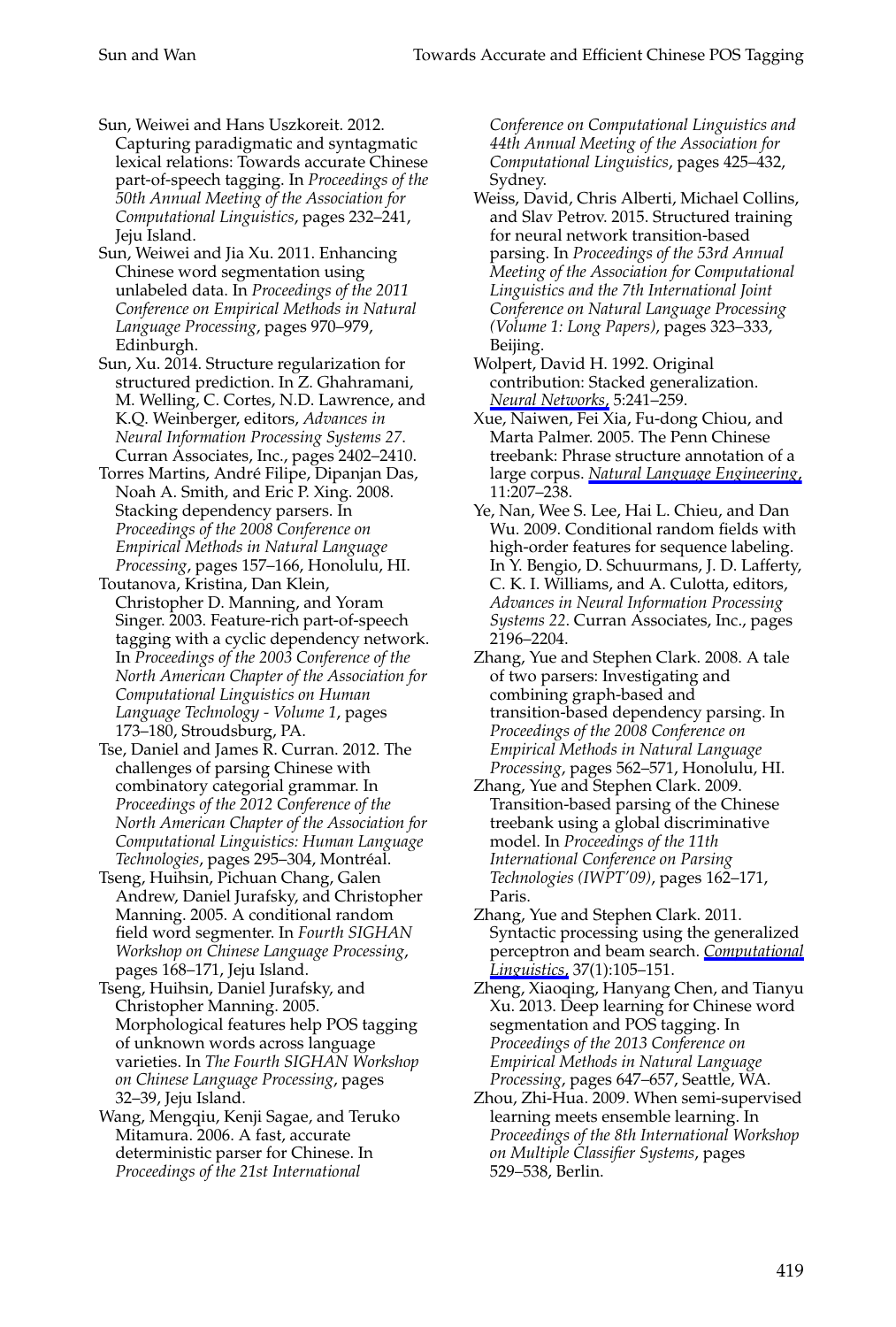Sun, Weiwei and Hans Uszkoreit. 2012. Capturing paradigmatic and syntagmatic lexical relations: Towards accurate Chinese part-of-speech tagging. In *Proceedings of the 50th Annual Meeting of the Association for Computational Linguistics*, pages 232–241, Jeju Island.

Sun, Weiwei and Jia Xu. 2011. Enhancing Chinese word segmentation using unlabeled data. In *Proceedings of the 2011 Conference on Empirical Methods in Natural Language Processing*, pages 970–979, Edinburgh.

Sun, Xu. 2014. Structure regularization for structured prediction. In Z. Ghahramani, M. Welling, C. Cortes, N.D. Lawrence, and K.Q. Weinberger, editors, *Advances in Neural Information Processing Systems 27*. Curran Associates, Inc., pages 2402–2410.

Torres Martins, André Filipe, Dipanjan Das, Noah A. Smith, and Eric P. Xing. 2008. Stacking dependency parsers. In *Proceedings of the 2008 Conference on Empirical Methods in Natural Language Processing*, pages 157–166, Honolulu, HI.

Toutanova, Kristina, Dan Klein, Christopher D. Manning, and Yoram Singer. 2003. Feature-rich part-of-speech tagging with a cyclic dependency network. In *Proceedings of the 2003 Conference of the North American Chapter of the Association for Computational Linguistics on Human Language Technology - Volume 1*, pages 173–180, Stroudsburg, PA.

Tse, Daniel and James R. Curran. 2012. The challenges of parsing Chinese with combinatory categorial grammar. In *Proceedings of the 2012 Conference of the North American Chapter of the Association for Computational Linguistics: Human Language Technologies*, pages 295–304, Montréal.

Tseng, Huihsin, Pichuan Chang, Galen Andrew, Daniel Jurafsky, and Christopher Manning. 2005. A conditional random field word segmenter. In *Fourth SIGHAN Workshop on Chinese Language Processing*, pages 168–171, Jeju Island.

Tseng, Huihsin, Daniel Jurafsky, and Christopher Manning. 2005. Morphological features help POS tagging of unknown words across language varieties. In *The Fourth SIGHAN Workshop on Chinese Language Processing*, pages 32–39, Jeju Island.

Wang, Mengqiu, Kenji Sagae, and Teruko Mitamura. 2006. A fast, accurate deterministic parser for Chinese. In *Proceedings of the 21st International Conference on Computational Linguistics and 44th Annual Meeting of the Association for Computational Linguistics*, pages 425–432, Sydney.

Weiss, David, Chris Alberti, Michael Collins, and Slav Petrov. 2015. Structured training for neural network transition-based parsing. In *Proceedings of the 53rd Annual Meeting of the Association for Computational Linguistics and the 7th International Joint Conference on Natural Language Processing (Volume 1: Long Papers)*, pages 323–333, Beijing.

Wolpert, David H. 1992. Original contribution: Stacked generalization. *Neural Networks*, 5:241–259.

Xue, Naiwen, Fei Xia, Fu-dong Chiou, and Marta Palmer. 2005. The Penn Chinese treebank: Phrase structure annotation of a large corpus. *Natural Language Engineering*, 11:207–238.

Ye, Nan, Wee S. Lee, Hai L. Chieu, and Dan Wu. 2009. Conditional random fields with high-order features for sequence labeling. In Y. Bengio, D. Schuurmans, J. D. Lafferty, C. K. I. Williams, and A. Culotta, editors, *Advances in Neural Information Processing Systems 22*. Curran Associates, Inc., pages 2196–2204.

Zhang, Yue and Stephen Clark. 2008. A tale of two parsers: Investigating and combining graph-based and transition-based dependency parsing. In *Proceedings of the 2008 Conference on Empirical Methods in Natural Language Processing*, pages 562–571, Honolulu, HI.

Zhang, Yue and Stephen Clark. 2009. Transition-based parsing of the Chinese treebank using a global discriminative model. In *Proceedings of the 11th International Conference on Parsing Technologies (IWPT'09)*, pages 162–171, Paris.

Zhang, Yue and Stephen Clark. 2011. Syntactic processing using the generalized perceptron and beam search. *Computational Linguistics*, 37(1):105–151.

Zheng, Xiaoqing, Hanyang Chen, and Tianyu Xu. 2013. Deep learning for Chinese word segmentation and POS tagging. In *Proceedings of the 2013 Conference on Empirical Methods in Natural Language Processing*, pages 647–657, Seattle, WA.

Zhou, Zhi-Hua. 2009. When semi-supervised learning meets ensemble learning. In *Proceedings of the 8th International Workshop on Multiple Classifier Systems*, pages 529–538, Berlin.